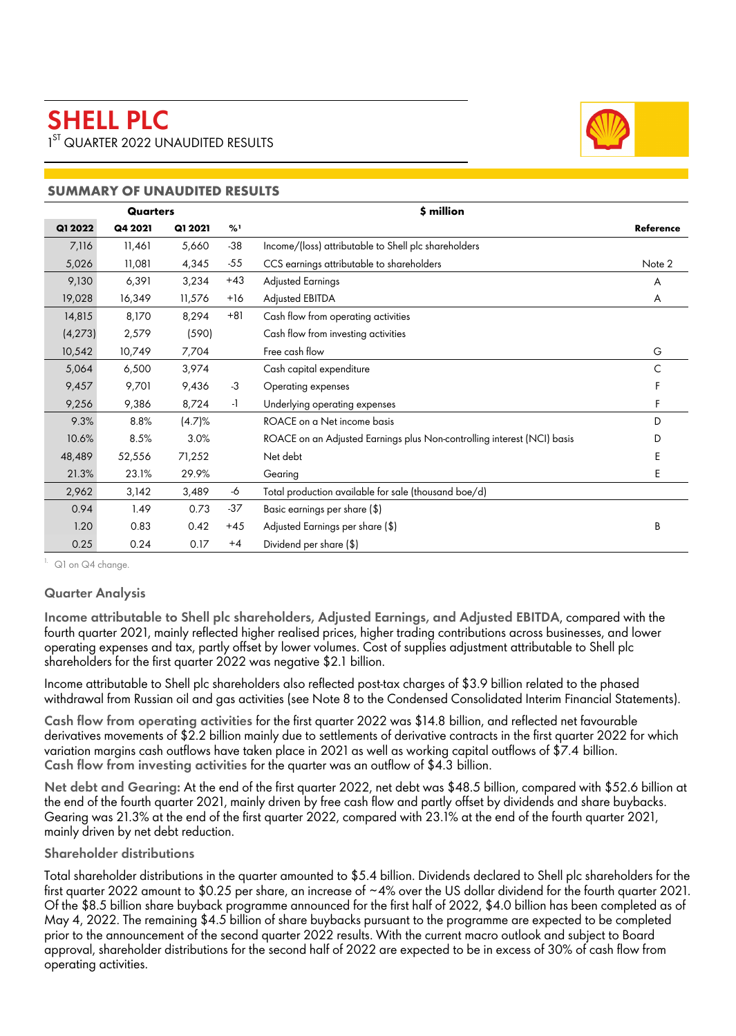# SHELL PLC

1[ST] QUARTER 2022 UNAUDITED RESULTS

## SUMMARY OF UNAUDITED RESULTS

| Quarters | | | | $ million | |
|---|---|---|---|---|---|
| Q1 2022 | Q4 2021 | Q1 2021 | %[1] | | Reference |
| 7,116 | 11,461 | 5,660 | -38 | Income/(loss) attributable to Shell plc shareholders | |
| 5,026 | 11,081 | 4,345 | -55 | CCS earnings attributable to shareholders | Note 2 |
| 9,130 | 6,391 | 3,234 | +43 | Adjusted Earnings | A |
| 19,028 | 16,349 | 11,576 | +16 | Adjusted EBITDA | A |
| 14,815 | 8,170 | 8,294 | +81 | Cash flow from operating activities | |
| (4,273) | 2,579 | (590) | | Cash flow from investing activities | |
| 10,542 | 10,749 | 7,704 | | Free cash flow | G |
| 5,064 | 6,500 | 3,974 | | Cash capital expenditure | C |
| 9,457 | 9,701 | 9,436 | -3 | Operating expenses | F |
| 9,256 | 9,386 | 8,724 | -1 | Underlying operating expenses | F |
| 9.3% | 8.8% | (4.7)% | | ROACE on a Net income basis | D |
| 10.6% | 8.5% | 3.0% | | ROACE on an Adjusted Earnings plus Non-controlling interest (NCI) basis | D |
| 48,489 | 52,556 | 71,252 | | Net debt | E |
| 21.3% | 23.1% | 29.9% | | Gearing | E |
| 2,962 | 3,142 | 3,489 | -6 | Total production available for sale (thousand boe/d) | |
| 0.94 | 1.49 | 0.73 | -37 | Basic earnings per share ($) | |
| 1.20 | 0.83 | 0.42 | +45 | Adjusted Earnings per share ($) | B |
| 0.25 | 0.24 | 0.17 | +4 | Dividend per share ($) | |

[1] Q1 on Q4 change.

### Quarter Analysis

**Income attributable to Shell plc shareholders, Adjusted Earnings, and Adjusted EBITDA**, compared with the fourth quarter 2021, mainly reflected higher realised prices, higher trading contributions across businesses, and lower operating expenses and tax, partly offset by lower volumes. Cost of supplies adjustment attributable to Shell plc shareholders for the first quarter 2022 was negative $2.1 billion.

Income attributable to Shell plc shareholders also reflected post-tax charges of $3.9 billion related to the phased withdrawal from Russian oil and gas activities (see Note 8 to the Condensed Consolidated Interim Financial Statements).

**Cash flow from operating activities** for the first quarter 2022 was $14.8 billion, and reflected net favourable derivatives movements of $2.2 billion mainly due to settlements of derivative contracts in the first quarter 2022 for which variation margins cash outflows have taken place in 2021 as well as working capital outflows of $7.4 billion.
**Cash flow from investing activities** for the quarter was an outflow of $4.3 billion.

**Net debt and Gearing:** At the end of the first quarter 2022, net debt was $48.5 billion, compared with $52.6 billion at the end of the fourth quarter 2021, mainly driven by free cash flow and partly offset by dividends and share buybacks. Gearing was 21.3% at the end of the first quarter 2022, compared with 23.1% at the end of the fourth quarter 2021, mainly driven by net debt reduction.

### Shareholder distributions

Total shareholder distributions in the quarter amounted to $5.4 billion. Dividends declared to Shell plc shareholders for the first quarter 2022 amount to $0.25 per share, an increase of ~4% over the US dollar dividend for the fourth quarter 2021. Of the $8.5 billion share buyback programme announced for the first half of 2022, $4.0 billion has been completed as of May 4, 2022. The remaining $4.5 billion of share buybacks pursuant to the programme are expected to be completed prior to the announcement of the second quarter 2022 results. With the current macro outlook and subject to Board approval, shareholder distributions for the second half of 2022 are expected to be in excess of 30% of cash flow from operating activities.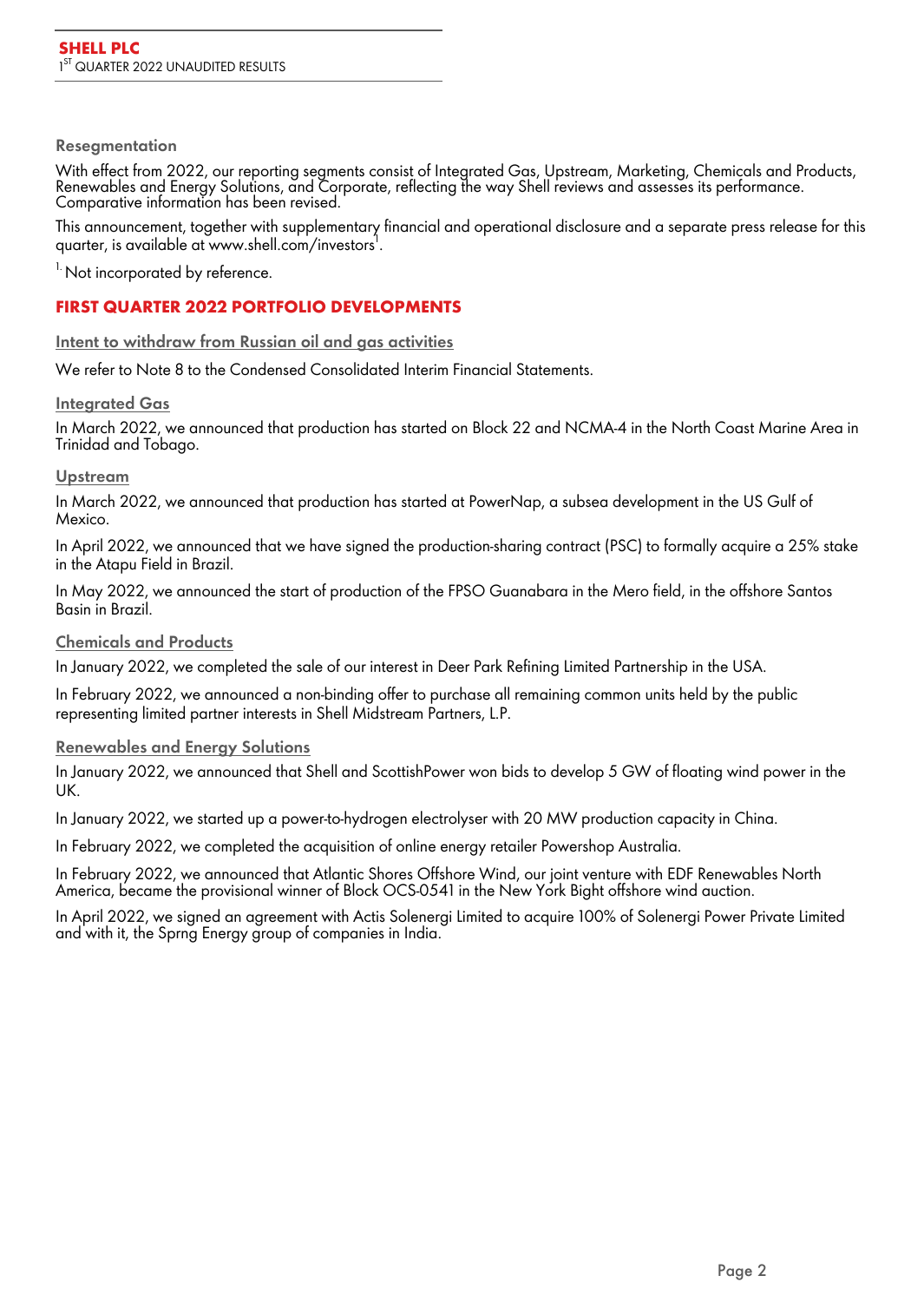**Resegmentation**

With effect from 2022, our reporting segments consist of Integrated Gas, Upstream, Marketing, Chemicals and Products, Renewables and Energy Solutions, and Corporate, reflecting the way Shell reviews and assesses its performance. Comparative information has been revised.

This announcement, together with supplementary financial and operational disclosure and a separate press release for this quarter, is available at www.shell.com/investors[1].

[1] Not incorporated by reference.

## FIRST QUARTER 2022 PORTFOLIO DEVELOPMENTS

### Intent to withdraw from Russian oil and gas activities

We refer to Note 8 to the Condensed Consolidated Interim Financial Statements.

### Integrated Gas

In March 2022, we announced that production has started on Block 22 and NCMA-4 in the North Coast Marine Area in Trinidad and Tobago.

### Upstream

In March 2022, we announced that production has started at PowerNap, a subsea development in the US Gulf of Mexico.

In April 2022, we announced that we have signed the production-sharing contract (PSC) to formally acquire a 25% stake in the Atapu Field in Brazil.

In May 2022, we announced the start of production of the FPSO Guanabara in the Mero field, in the offshore Santos Basin in Brazil.

### Chemicals and Products

In January 2022, we completed the sale of our interest in Deer Park Refining Limited Partnership in the USA.

In February 2022, we announced a non-binding offer to purchase all remaining common units held by the public representing limited partner interests in Shell Midstream Partners, L.P.

### Renewables and Energy Solutions

In January 2022, we announced that Shell and ScottishPower won bids to develop 5 GW of floating wind power in the UK.

In January 2022, we started up a power-to-hydrogen electrolyser with 20 MW production capacity in China.

In February 2022, we completed the acquisition of online energy retailer Powershop Australia.

In February 2022, we announced that Atlantic Shores Offshore Wind, our joint venture with EDF Renewables North America, became the provisional winner of Block OCS-0541 in the New York Bight offshore wind auction.

In April 2022, we signed an agreement with Actis Solenergi Limited to acquire 100% of Solenergi Power Private Limited and with it, the Sprng Energy group of companies in India.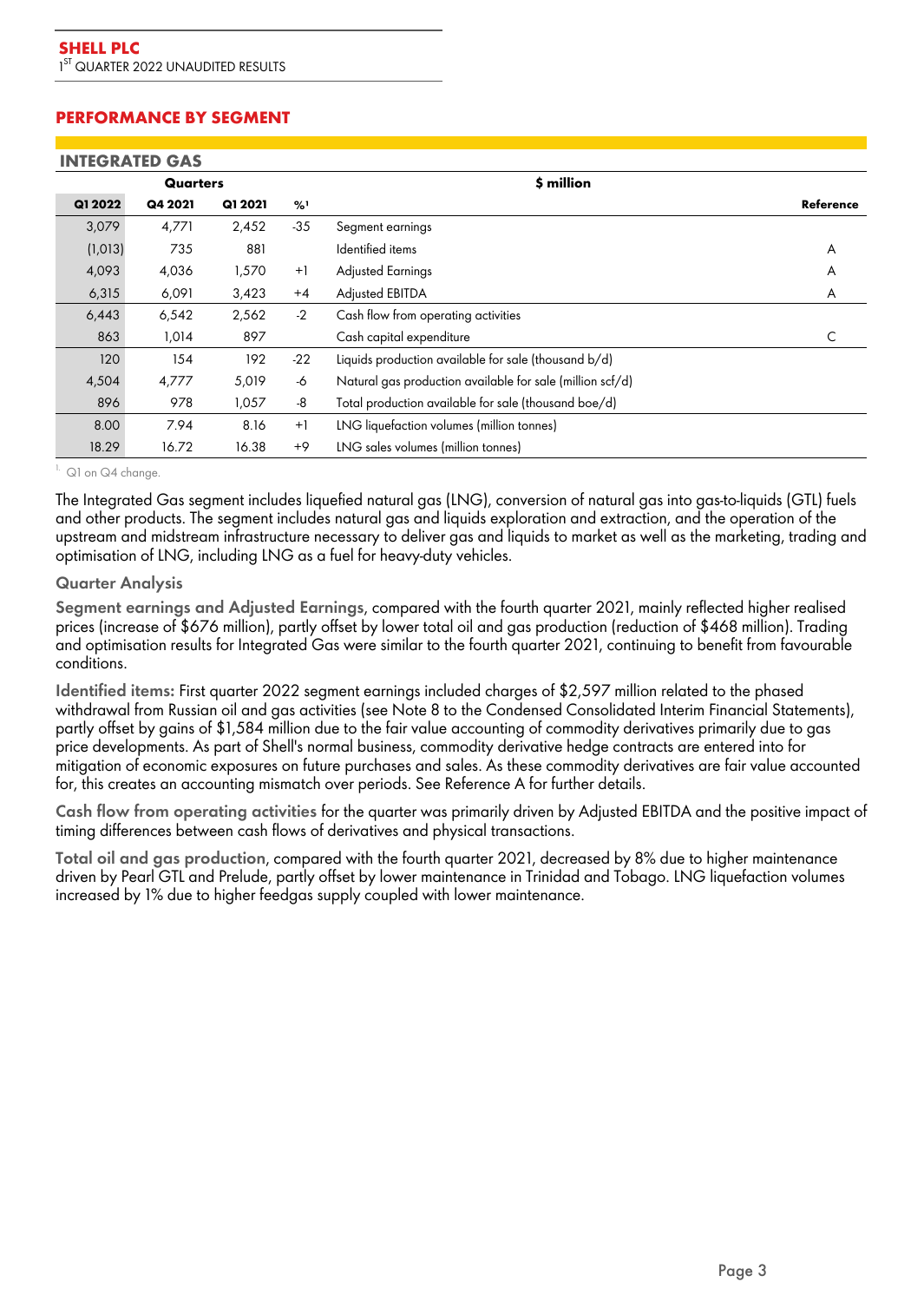## PERFORMANCE BY SEGMENT

### INTEGRATED GAS

| Quarters | | | | $ million | |
|---|---|---|---|---|---|
| Q1 2022 | Q4 2021 | Q1 2021 | %[1] | | Reference |
| 3,079 | 4,771 | 2,452 | -35 | Segment earnings | |
| (1,013) | 735 | 881 | | Identified items | A |
| 4,093 | 4,036 | 1,570 | +1 | Adjusted Earnings | A |
| 6,315 | 6,091 | 3,423 | +4 | Adjusted EBITDA | A |
| 6,443 | 6,542 | 2,562 | -2 | Cash flow from operating activities | |
| 863 | 1,014 | 897 | | Cash capital expenditure | C |
| 120 | 154 | 192 | -22 | Liquids production available for sale (thousand b/d) | |
| 4,504 | 4,777 | 5,019 | -6 | Natural gas production available for sale (million scf/d) | |
| 896 | 978 | 1,057 | -8 | Total production available for sale (thousand boe/d) | |
| 8.00 | 7.94 | 8.16 | +1 | LNG liquefaction volumes (million tonnes) | |
| 18.29 | 16.72 | 16.38 | +9 | LNG sales volumes (million tonnes) | |

[1] Q1 on Q4 change.

The Integrated Gas segment includes liquefied natural gas (LNG), conversion of natural gas into gas-to-liquids (GTL) fuels and other products. The segment includes natural gas and liquids exploration and extraction, and the operation of the upstream and midstream infrastructure necessary to deliver gas and liquids to market as well as the marketing, trading and optimisation of LNG, including LNG as a fuel for heavy-duty vehicles.

#### Quarter Analysis

**Segment earnings and Adjusted Earnings**, compared with the fourth quarter 2021, mainly reflected higher realised prices (increase of $676 million), partly offset by lower total oil and gas production (reduction of $468 million). Trading and optimisation results for Integrated Gas were similar to the fourth quarter 2021, continuing to benefit from favourable conditions.

**Identified items:** First quarter 2022 segment earnings included charges of $2,597 million related to the phased withdrawal from Russian oil and gas activities (see Note 8 to the Condensed Consolidated Interim Financial Statements), partly offset by gains of $1,584 million due to the fair value accounting of commodity derivatives primarily due to gas price developments. As part of Shell's normal business, commodity derivative hedge contracts are entered into for mitigation of economic exposures on future purchases and sales. As these commodity derivatives are fair value accounted for, this creates an accounting mismatch over periods. See Reference A for further details.

**Cash flow from operating activities** for the quarter was primarily driven by Adjusted EBITDA and the positive impact of timing differences between cash flows of derivatives and physical transactions.

**Total oil and gas production**, compared with the fourth quarter 2021, decreased by 8% due to higher maintenance driven by Pearl GTL and Prelude, partly offset by lower maintenance in Trinidad and Tobago. LNG liquefaction volumes increased by 1% due to higher feedgas supply coupled with lower maintenance.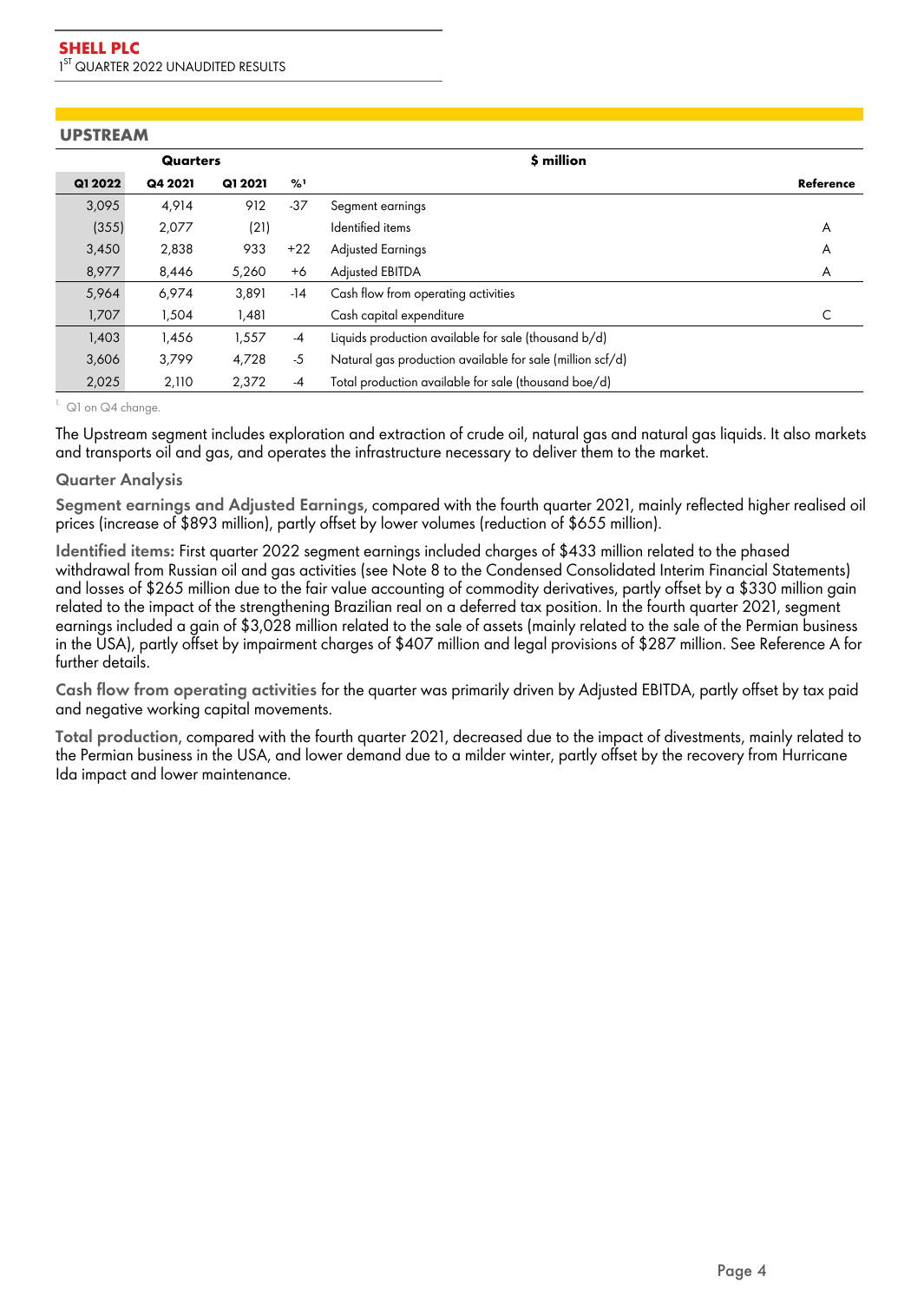## UPSTREAM

| Quarters | | | | $ million | |
|---|---|---|---|---|---|
| Q1 2022 | Q4 2021 | Q1 2021 | %[1] | | Reference |
| 3,095 | 4,914 | 912 | -37 | Segment earnings | |
| (355) | 2,077 | (21) | | Identified items | A |
| 3,450 | 2,838 | 933 | +22 | Adjusted Earnings | A |
| 8,977 | 8,446 | 5,260 | +6 | Adjusted EBITDA | A |
| 5,964 | 6,974 | 3,891 | -14 | Cash flow from operating activities | |
| 1,707 | 1,504 | 1,481 | | Cash capital expenditure | C |
| 1,403 | 1,456 | 1,557 | -4 | Liquids production available for sale (thousand b/d) | |
| 3,606 | 3,799 | 4,728 | -5 | Natural gas production available for sale (million scf/d) | |
| 2,025 | 2,110 | 2,372 | -4 | Total production available for sale (thousand boe/d) | |

1. Q1 on Q4 change.

The Upstream segment includes exploration and extraction of crude oil, natural gas and natural gas liquids. It also markets and transports oil and gas, and operates the infrastructure necessary to deliver them to the market.

### Quarter Analysis

**Segment earnings and Adjusted Earnings**, compared with the fourth quarter 2021, mainly reflected higher realised oil prices (increase of $893 million), partly offset by lower volumes (reduction of $655 million).

**Identified items:** First quarter 2022 segment earnings included charges of $433 million related to the phased withdrawal from Russian oil and gas activities (see Note 8 to the Condensed Consolidated Interim Financial Statements) and losses of $265 million due to the fair value accounting of commodity derivatives, partly offset by a $330 million gain related to the impact of the strengthening Brazilian real on a deferred tax position. In the fourth quarter 2021, segment earnings included a gain of $3,028 million related to the sale of assets (mainly related to the sale of the Permian business in the USA), partly offset by impairment charges of $407 million and legal provisions of $287 million. See Reference A for further details.

**Cash flow from operating activities** for the quarter was primarily driven by Adjusted EBITDA, partly offset by tax paid and negative working capital movements.

**Total production**, compared with the fourth quarter 2021, decreased due to the impact of divestments, mainly related to the Permian business in the USA, and lower demand due to a milder winter, partly offset by the recovery from Hurricane Ida impact and lower maintenance.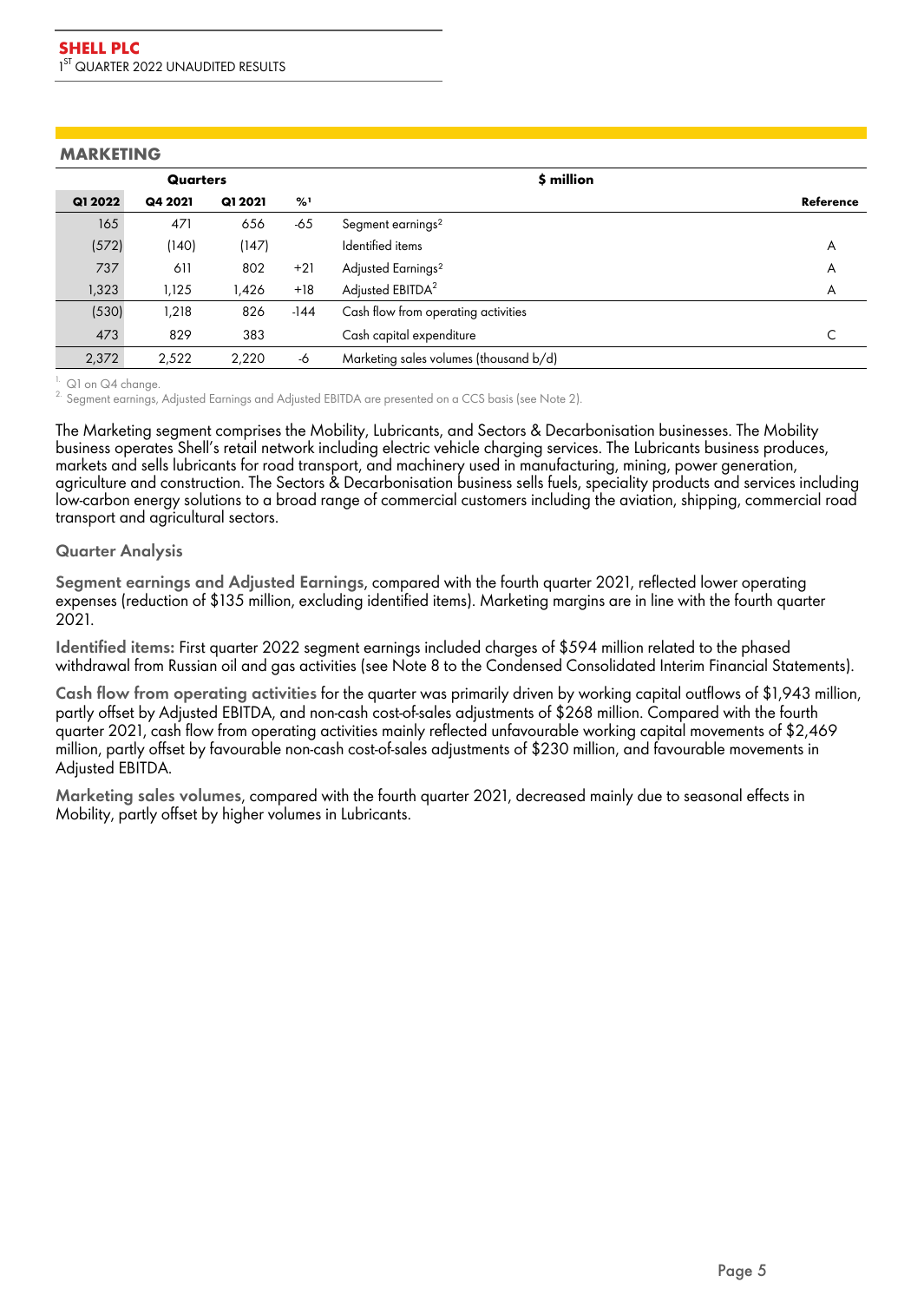## MARKETING

| Quarters | | | | $ million | |
|---|---|---|---|---|---|
| Q1 2022 | Q4 2021 | Q1 2021 | %[1] | | Reference |
| 165 | 471 | 656 | -65 | Segment earnings[2] | |
| (572) | (140) | (147) | | Identified items | A |
| 737 | 611 | 802 | +21 | Adjusted Earnings[2] | A |
| 1,323 | 1,125 | 1,426 | +18 | Adjusted EBITDA[2] | A |
| (530) | 1,218 | 826 | -144 | Cash flow from operating activities | |
| 473 | 829 | 383 | | Cash capital expenditure | C |
| 2,372 | 2,522 | 2,220 | -6 | Marketing sales volumes (thousand b/d) | |

1. Q1 on Q4 change.
2. Segment earnings, Adjusted Earnings and Adjusted EBITDA are presented on a CCS basis (see Note 2).

The Marketing segment comprises the Mobility, Lubricants, and Sectors & Decarbonisation businesses. The Mobility business operates Shell's retail network including electric vehicle charging services. The Lubricants business produces, markets and sells lubricants for road transport, and machinery used in manufacturing, mining, power generation, agriculture and construction. The Sectors & Decarbonisation business sells fuels, speciality products and services including low-carbon energy solutions to a broad range of commercial customers including the aviation, shipping, commercial road transport and agricultural sectors.

### Quarter Analysis

**Segment earnings and Adjusted Earnings**, compared with the fourth quarter 2021, reflected lower operating expenses (reduction of $135 million, excluding identified items). Marketing margins are in line with the fourth quarter 2021.

**Identified items:** First quarter 2022 segment earnings included charges of $594 million related to the phased withdrawal from Russian oil and gas activities (see Note 8 to the Condensed Consolidated Interim Financial Statements).

**Cash flow from operating activities** for the quarter was primarily driven by working capital outflows of $1,943 million, partly offset by Adjusted EBITDA, and non-cash cost-of-sales adjustments of $268 million. Compared with the fourth quarter 2021, cash flow from operating activities mainly reflected unfavourable working capital movements of $2,469 million, partly offset by favourable non-cash cost-of-sales adjustments of $230 million, and favourable movements in Adjusted EBITDA.

**Marketing sales volumes**, compared with the fourth quarter 2021, decreased mainly due to seasonal effects in Mobility, partly offset by higher volumes in Lubricants.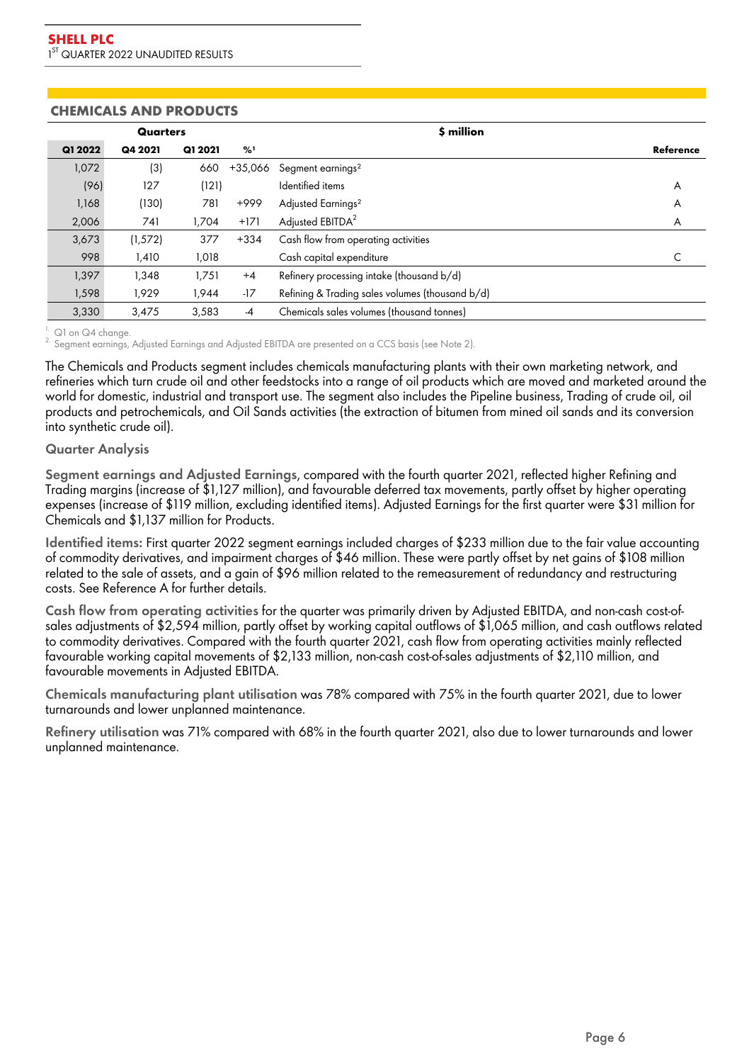## CHEMICALS AND PRODUCTS

| Quarters | | | | $ million | |
|---|---|---|---|---|---|
| Q1 2022 | Q4 2021 | Q1 2021 | %[1] | | Reference |
| 1,072 | (3) | 660 | +35,066 | Segment earnings[2] | |
| (96) | 127 | (121) | | Identified items | A |
| 1,168 | (130) | 781 | +999 | Adjusted Earnings[2] | A |
| 2,006 | 741 | 1,704 | +171 | Adjusted EBITDA[2] | A |
| 3,673 | (1,572) | 377 | +334 | Cash flow from operating activities | |
| 998 | 1,410 | 1,018 | | Cash capital expenditure | C |
| 1,397 | 1,348 | 1,751 | +4 | Refinery processing intake (thousand b/d) | |
| 1,598 | 1,929 | 1,944 | -17 | Refining & Trading sales volumes (thousand b/d) | |
| 3,330 | 3,475 | 3,583 | -4 | Chemicals sales volumes (thousand tonnes) | |

1. Q1 on Q4 change.
2. Segment earnings, Adjusted Earnings and Adjusted EBITDA are presented on a CCS basis (see Note 2).

The Chemicals and Products segment includes chemicals manufacturing plants with their own marketing network, and refineries which turn crude oil and other feedstocks into a range of oil products which are moved and marketed around the world for domestic, industrial and transport use. The segment also includes the Pipeline business, Trading of crude oil, oil products and petrochemicals, and Oil Sands activities (the extraction of bitumen from mined oil sands and its conversion into synthetic crude oil).

### Quarter Analysis

**Segment earnings and Adjusted Earnings**, compared with the fourth quarter 2021, reflected higher Refining and Trading margins (increase of $1,127 million), and favourable deferred tax movements, partly offset by higher operating expenses (increase of $119 million, excluding identified items). Adjusted Earnings for the first quarter were $31 million for Chemicals and $1,137 million for Products.

**Identified items:** First quarter 2022 segment earnings included charges of $233 million due to the fair value accounting of commodity derivatives, and impairment charges of $46 million. These were partly offset by net gains of $108 million related to the sale of assets, and a gain of $96 million related to the remeasurement of redundancy and restructuring costs. See Reference A for further details.

**Cash flow from operating activities** for the quarter was primarily driven by Adjusted EBITDA, and non-cash cost-of-sales adjustments of $2,594 million, partly offset by working capital outflows of $1,065 million, and cash outflows related to commodity derivatives. Compared with the fourth quarter 2021, cash flow from operating activities mainly reflected favourable working capital movements of $2,133 million, non-cash cost-of-sales adjustments of $2,110 million, and favourable movements in Adjusted EBITDA.

**Chemicals manufacturing plant utilisation** was 78% compared with 75% in the fourth quarter 2021, due to lower turnarounds and lower unplanned maintenance.

**Refinery utilisation** was 71% compared with 68% in the fourth quarter 2021, also due to lower turnarounds and lower unplanned maintenance.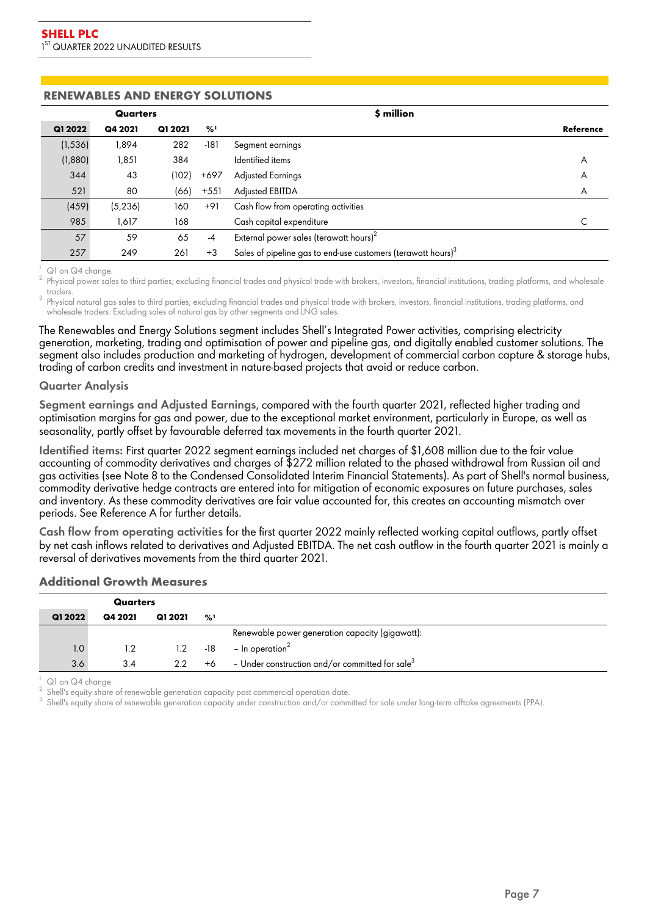## RENEWABLES AND ENERGY SOLUTIONS

| Quarters | | | | $ million | |
|---|---|---|---|---|---|
| **Q1 2022** | **Q4 2021** | **Q1 2021** | **%[1]** | | **Reference** |
| (1,536) | 1,894 | 282 | -181 | Segment earnings | |
| (1,880) | 1,851 | 384 | | Identified items | A |
| 344 | 43 | (102) | +697 | Adjusted Earnings | A |
| 521 | 80 | (66) | +551 | Adjusted EBITDA | A |
| (459) | (5,236) | 160 | +91 | Cash flow from operating activities | |
| 985 | 1,617 | 168 | | Cash capital expenditure | C |
| 57 | 59 | 65 | -4 | External power sales (terawatt hours)[2] | |
| 257 | 249 | 261 | +3 | Sales of pipeline gas to end-use customers (terawatt hours)[3] | |

1. Q1 on Q4 change.
2. Physical power sales to third parties; excluding financial trades and physical trade with brokers, investors, financial institutions, trading platforms, and wholesale traders.
3. Physical natural gas sales to third parties; excluding financial trades and physical trade with brokers, investors, financial institutions, trading platforms, and wholesale traders. Excluding sales of natural gas by other segments and LNG sales.

The Renewables and Energy Solutions segment includes Shell's Integrated Power activities, comprising electricity generation, marketing, trading and optimisation of power and pipeline gas, and digitally enabled customer solutions. The segment also includes production and marketing of hydrogen, development of commercial carbon capture & storage hubs, trading of carbon credits and investment in nature-based projects that avoid or reduce carbon.

### Quarter Analysis

**Segment earnings and Adjusted Earnings**, compared with the fourth quarter 2021, reflected higher trading and optimisation margins for gas and power, due to the exceptional market environment, particularly in Europe, as well as seasonality, partly offset by favourable deferred tax movements in the fourth quarter 2021.

**Identified items:** First quarter 2022 segment earnings included net charges of $1,608 million due to the fair value accounting of commodity derivatives and charges of $272 million related to the phased withdrawal from Russian oil and gas activities (see Note 8 to the Condensed Consolidated Interim Financial Statements). As part of Shell's normal business, commodity derivative hedge contracts are entered into for mitigation of economic exposures on future purchases, sales and inventory. As these commodity derivatives are fair value accounted for, this creates an accounting mismatch over periods. See Reference A for further details.

**Cash flow from operating activities** for the first quarter 2022 mainly reflected working capital outflows, partly offset by net cash inflows related to derivatives and Adjusted EBITDA. The net cash outflow in the fourth quarter 2021 is mainly a reversal of derivatives movements from the third quarter 2021.

### Additional Growth Measures

| Quarters | | | | |
|---|---|---|---|---|
| **Q1 2022** | **Q4 2021** | **Q1 2021** | **%[1]** | |
| | | | | Renewable power generation capacity (gigawatt): |
| 1.0 | 1.2 | 1.2 | -18 | – In operation[2] |
| 3.6 | 3.4 | 2.2 | +6 | – Under construction and/or committed for sale[3] |

1. Q1 on Q4 change.
2. Shell's equity share of renewable generation capacity post commercial operation date.
3. Shell's equity share of renewable generation capacity under construction and/or committed for sale under long-term offtake agreements (PPA).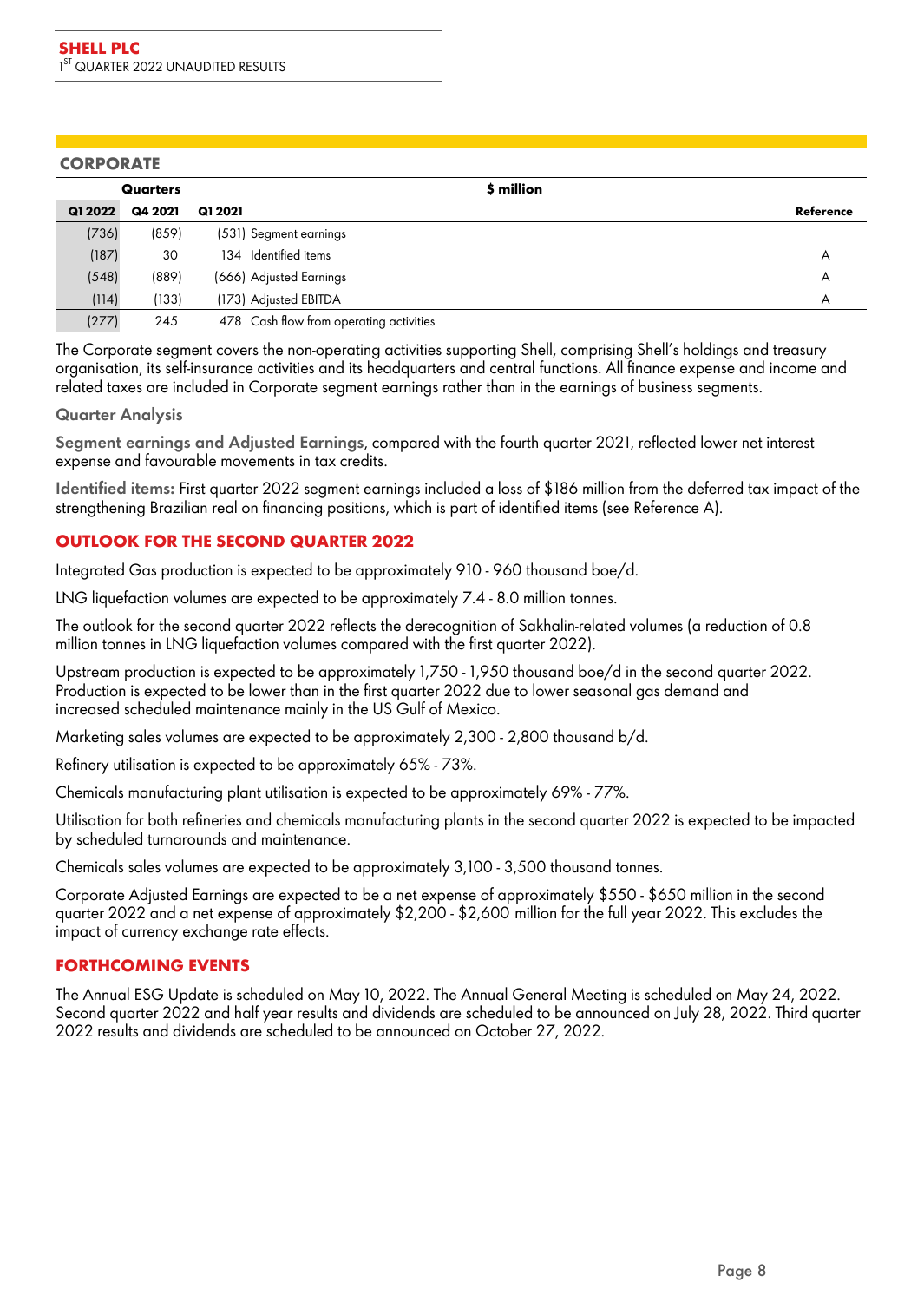## CORPORATE

| Quarters | | | $ million | |
|---|---|---|---|---|
| Q1 2022 | Q4 2021 | Q1 2021 | | Reference |
| (736) | (859) | (531) | Segment earnings | |
| (187) | 30 | 134 | Identified items | A |
| (548) | (889) | (666) | Adjusted Earnings | A |
| (114) | (133) | (173) | Adjusted EBITDA | A |
| (277) | 245 | 478 | Cash flow from operating activities | |

The Corporate segment covers the non-operating activities supporting Shell, comprising Shell's holdings and treasury organisation, its self-insurance activities and its headquarters and central functions. All finance expense and income and related taxes are included in Corporate segment earnings rather than in the earnings of business segments.

### Quarter Analysis

**Segment earnings and Adjusted Earnings**, compared with the fourth quarter 2021, reflected lower net interest expense and favourable movements in tax credits.

**Identified items:** First quarter 2022 segment earnings included a loss of $186 million from the deferred tax impact of the strengthening Brazilian real on financing positions, which is part of identified items (see Reference A).

## OUTLOOK FOR THE SECOND QUARTER 2022

Integrated Gas production is expected to be approximately 910 - 960 thousand boe/d.

LNG liquefaction volumes are expected to be approximately 7.4 - 8.0 million tonnes.

The outlook for the second quarter 2022 reflects the derecognition of Sakhalin-related volumes (a reduction of 0.8 million tonnes in LNG liquefaction volumes compared with the first quarter 2022).

Upstream production is expected to be approximately 1,750 - 1,950 thousand boe/d in the second quarter 2022. Production is expected to be lower than in the first quarter 2022 due to lower seasonal gas demand and increased scheduled maintenance mainly in the US Gulf of Mexico.

Marketing sales volumes are expected to be approximately 2,300 - 2,800 thousand b/d.

Refinery utilisation is expected to be approximately 65% - 73%.

Chemicals manufacturing plant utilisation is expected to be approximately 69% - 77%.

Utilisation for both refineries and chemicals manufacturing plants in the second quarter 2022 is expected to be impacted by scheduled turnarounds and maintenance.

Chemicals sales volumes are expected to be approximately 3,100 - 3,500 thousand tonnes.

Corporate Adjusted Earnings are expected to be a net expense of approximately $550 - $650 million in the second quarter 2022 and a net expense of approximately $2,200 - $2,600 million for the full year 2022. This excludes the impact of currency exchange rate effects.

## FORTHCOMING EVENTS

The Annual ESG Update is scheduled on May 10, 2022. The Annual General Meeting is scheduled on May 24, 2022. Second quarter 2022 and half year results and dividends are scheduled to be announced on July 28, 2022. Third quarter 2022 results and dividends are scheduled to be announced on October 27, 2022.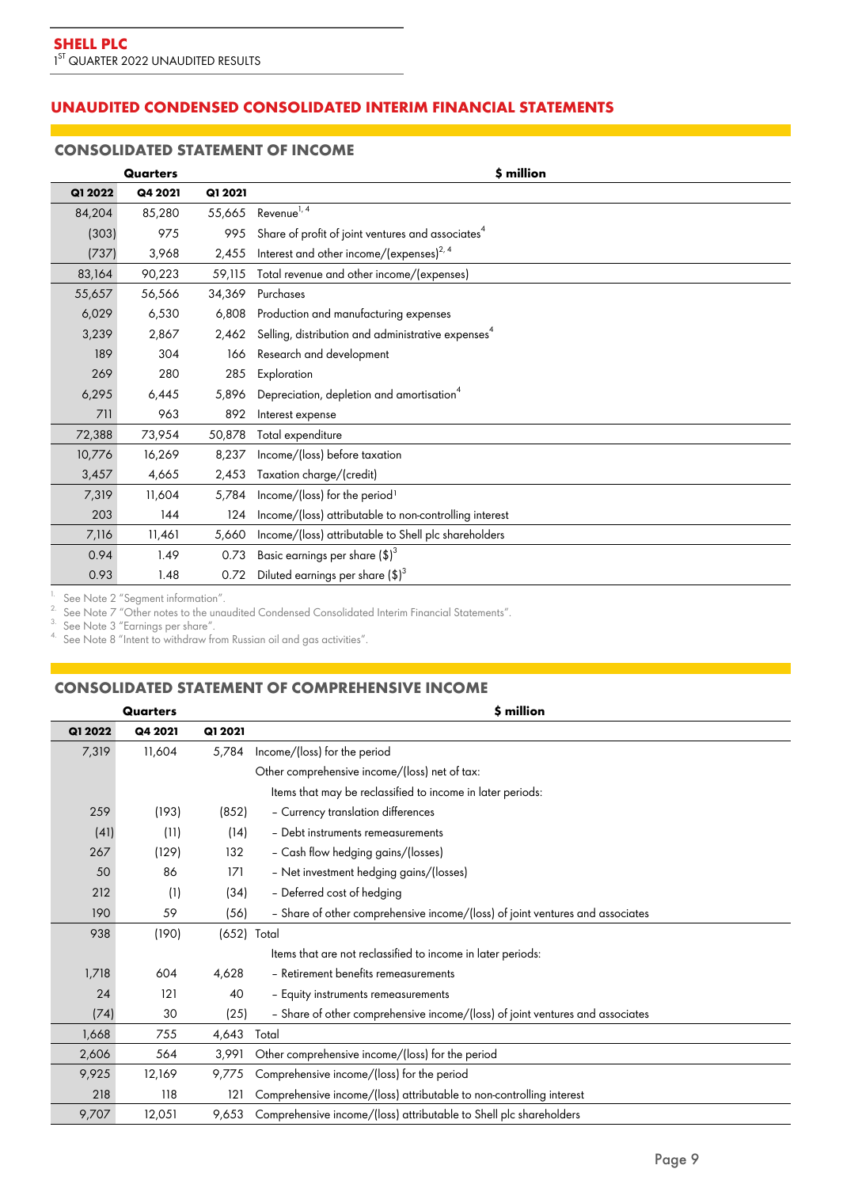# UNAUDITED CONDENSED CONSOLIDATED INTERIM FINANCIAL STATEMENTS

## CONSOLIDATED STATEMENT OF INCOME

| Quarters | | | $ million |
|---|---|---|---|
| **Q1 2022** | **Q4 2021** | **Q1 2021** | |
| 84,204 | 85,280 | 55,665 | Revenue[1, 4] |
| (303) | 975 | 995 | Share of profit of joint ventures and associates[4] |
| (737) | 3,968 | 2,455 | Interest and other income/(expenses)[2, 4] |
| 83,164 | 90,223 | 59,115 | Total revenue and other income/(expenses) |
| 55,657 | 56,566 | 34,369 | Purchases |
| 6,029 | 6,530 | 6,808 | Production and manufacturing expenses |
| 3,239 | 2,867 | 2,462 | Selling, distribution and administrative expenses[4] |
| 189 | 304 | 166 | Research and development |
| 269 | 280 | 285 | Exploration |
| 6,295 | 6,445 | 5,896 | Depreciation, depletion and amortisation[4] |
| 711 | 963 | 892 | Interest expense |
| 72,388 | 73,954 | 50,878 | Total expenditure |
| 10,776 | 16,269 | 8,237 | Income/(loss) before taxation |
| 3,457 | 4,665 | 2,453 | Taxation charge/(credit) |
| 7,319 | 11,604 | 5,784 | Income/(loss) for the period[1] |
| 203 | 144 | 124 | Income/(loss) attributable to non-controlling interest |
| 7,116 | 11,461 | 5,660 | Income/(loss) attributable to Shell plc shareholders |
| 0.94 | 1.49 | 0.73 | Basic earnings per share ($)[3] |
| 0.93 | 1.48 | 0.72 | Diluted earnings per share ($)[3] |

1. See Note 2 "Segment information".
2. See Note 7 "Other notes to the unaudited Condensed Consolidated Interim Financial Statements".
3. See Note 3 "Earnings per share".
4. See Note 8 "Intent to withdraw from Russian oil and gas activities".

## CONSOLIDATED STATEMENT OF COMPREHENSIVE INCOME

| Quarters | | | $ million |
|---|---|---|---|
| **Q1 2022** | **Q4 2021** | **Q1 2021** | |
| 7,319 | 11,604 | 5,784 | Income/(loss) for the period |
| | | | Other comprehensive income/(loss) net of tax: |
| | | | Items that may be reclassified to income in later periods: |
| 259 | (193) | (852) | – Currency translation differences |
| (41) | (11) | (14) | – Debt instruments remeasurements |
| 267 | (129) | 132 | – Cash flow hedging gains/(losses) |
| 50 | 86 | 171 | – Net investment hedging gains/(losses) |
| 212 | (1) | (34) | – Deferred cost of hedging |
| 190 | 59 | (56) | – Share of other comprehensive income/(loss) of joint ventures and associates |
| 938 | (190) | (652) | Total |
| | | | Items that are not reclassified to income in later periods: |
| 1,718 | 604 | 4,628 | – Retirement benefits remeasurements |
| 24 | 121 | 40 | – Equity instruments remeasurements |
| (74) | 30 | (25) | – Share of other comprehensive income/(loss) of joint ventures and associates |
| 1,668 | 755 | 4,643 | Total |
| 2,606 | 564 | 3,991 | Other comprehensive income/(loss) for the period |
| 9,925 | 12,169 | 9,775 | Comprehensive income/(loss) for the period |
| 218 | 118 | 121 | Comprehensive income/(loss) attributable to non-controlling interest |
| 9,707 | 12,051 | 9,653 | Comprehensive income/(loss) attributable to Shell plc shareholders |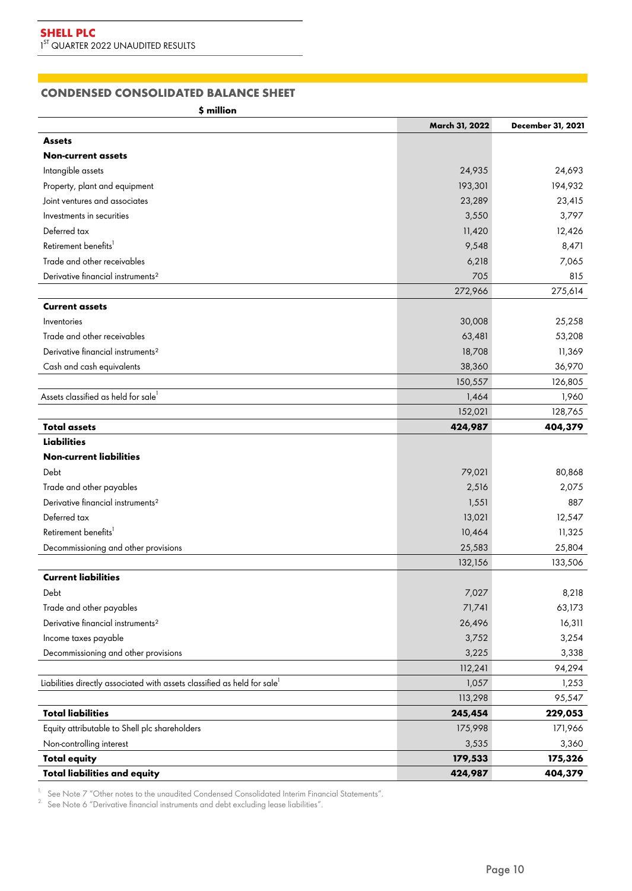## CONDENSED CONSOLIDATED BALANCE SHEET

| $ million | March 31, 2022 | December 31, 2021 |
|---|---|---|
| **Assets** | | |
| **Non-current assets** | | |
| Intangible assets | 24,935 | 24,693 |
| Property, plant and equipment | 193,301 | 194,932 |
| Joint ventures and associates | 23,289 | 23,415 |
| Investments in securities | 3,550 | 3,797 |
| Deferred tax | 11,420 | 12,426 |
| Retirement benefits[1] | 9,548 | 8,471 |
| Trade and other receivables | 6,218 | 7,065 |
| Derivative financial instruments[2] | 705 | 815 |
| | 272,966 | 275,614 |
| **Current assets** | | |
| Inventories | 30,008 | 25,258 |
| Trade and other receivables | 63,481 | 53,208 |
| Derivative financial instruments[2] | 18,708 | 11,369 |
| Cash and cash equivalents | 38,360 | 36,970 |
| | 150,557 | 126,805 |
| Assets classified as held for sale[1] | 1,464 | 1,960 |
| | 152,021 | 128,765 |
| **Total assets** | **424,987** | **404,379** |
| **Liabilities** | | |
| **Non-current liabilities** | | |
| Debt | 79,021 | 80,868 |
| Trade and other payables | 2,516 | 2,075 |
| Derivative financial instruments[2] | 1,551 | 887 |
| Deferred tax | 13,021 | 12,547 |
| Retirement benefits[1] | 10,464 | 11,325 |
| Decommissioning and other provisions | 25,583 | 25,804 |
| | 132,156 | 133,506 |
| **Current liabilities** | | |
| Debt | 7,027 | 8,218 |
| Trade and other payables | 71,741 | 63,173 |
| Derivative financial instruments[2] | 26,496 | 16,311 |
| Income taxes payable | 3,752 | 3,254 |
| Decommissioning and other provisions | 3,225 | 3,338 |
| | 112,241 | 94,294 |
| Liabilities directly associated with assets classified as held for sale[1] | 1,057 | 1,253 |
| | 113,298 | 95,547 |
| **Total liabilities** | **245,454** | **229,053** |
| Equity attributable to Shell plc shareholders | 175,998 | 171,966 |
| Non-controlling interest | 3,535 | 3,360 |
| **Total equity** | **179,533** | **175,326** |
| **Total liabilities and equity** | **424,987** | **404,379** |

1. See Note 7 "Other notes to the unaudited Condensed Consolidated Interim Financial Statements".
2. See Note 6 "Derivative financial instruments and debt excluding lease liabilities".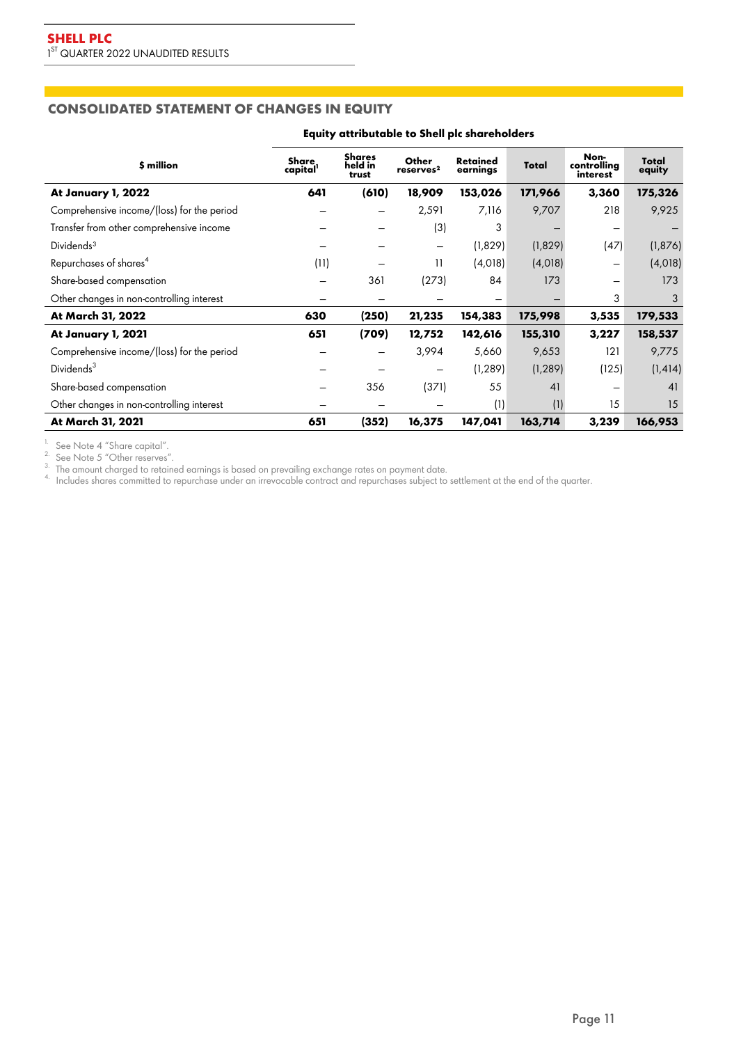## CONSOLIDATED STATEMENT OF CHANGES IN EQUITY

| $ million | Equity attributable to Shell plc shareholders | | | | | | |
|---|---|---|---|---|---|---|---|
| | Share capital[1] | Shares held in trust | Other reserves[2] | Retained earnings | Total | Non-controlling interest | Total equity |
| **At January 1, 2022** | **641** | **(610)** | **18,909** | **153,026** | **171,966** | **3,360** | **175,326** |
| Comprehensive income/(loss) for the period | – | – | 2,591 | 7,116 | 9,707 | 218 | 9,925 |
| Transfer from other comprehensive income | – | – | (3) | 3 | – | – | – |
| Dividends[3] | – | – | – | (1,829) | (1,829) | (47) | (1,876) |
| Repurchases of shares[4] | (11) | – | 11 | (4,018) | (4,018) | – | (4,018) |
| Share-based compensation | – | 361 | (273) | 84 | 173 | – | 173 |
| Other changes in non-controlling interest | – | – | – | – | – | 3 | 3 |
| **At March 31, 2022** | **630** | **(250)** | **21,235** | **154,383** | **175,998** | **3,535** | **179,533** |
| **At January 1, 2021** | **651** | **(709)** | **12,752** | **142,616** | **155,310** | **3,227** | **158,537** |
| Comprehensive income/(loss) for the period | – | – | 3,994 | 5,660 | 9,653 | 121 | 9,775 |
| Dividends[3] | – | – | – | (1,289) | (1,289) | (125) | (1,414) |
| Share-based compensation | – | 356 | (371) | 55 | 41 | – | 41 |
| Other changes in non-controlling interest | – | – | – | (1) | (1) | 15 | 15 |
| **At March 31, 2021** | **651** | **(352)** | **16,375** | **147,041** | **163,714** | **3,239** | **166,953** |

1. See Note 4 "Share capital".
2. See Note 5 "Other reserves".
3. The amount charged to retained earnings is based on prevailing exchange rates on payment date.
4. Includes shares committed to repurchase under an irrevocable contract and repurchases subject to settlement at the end of the quarter.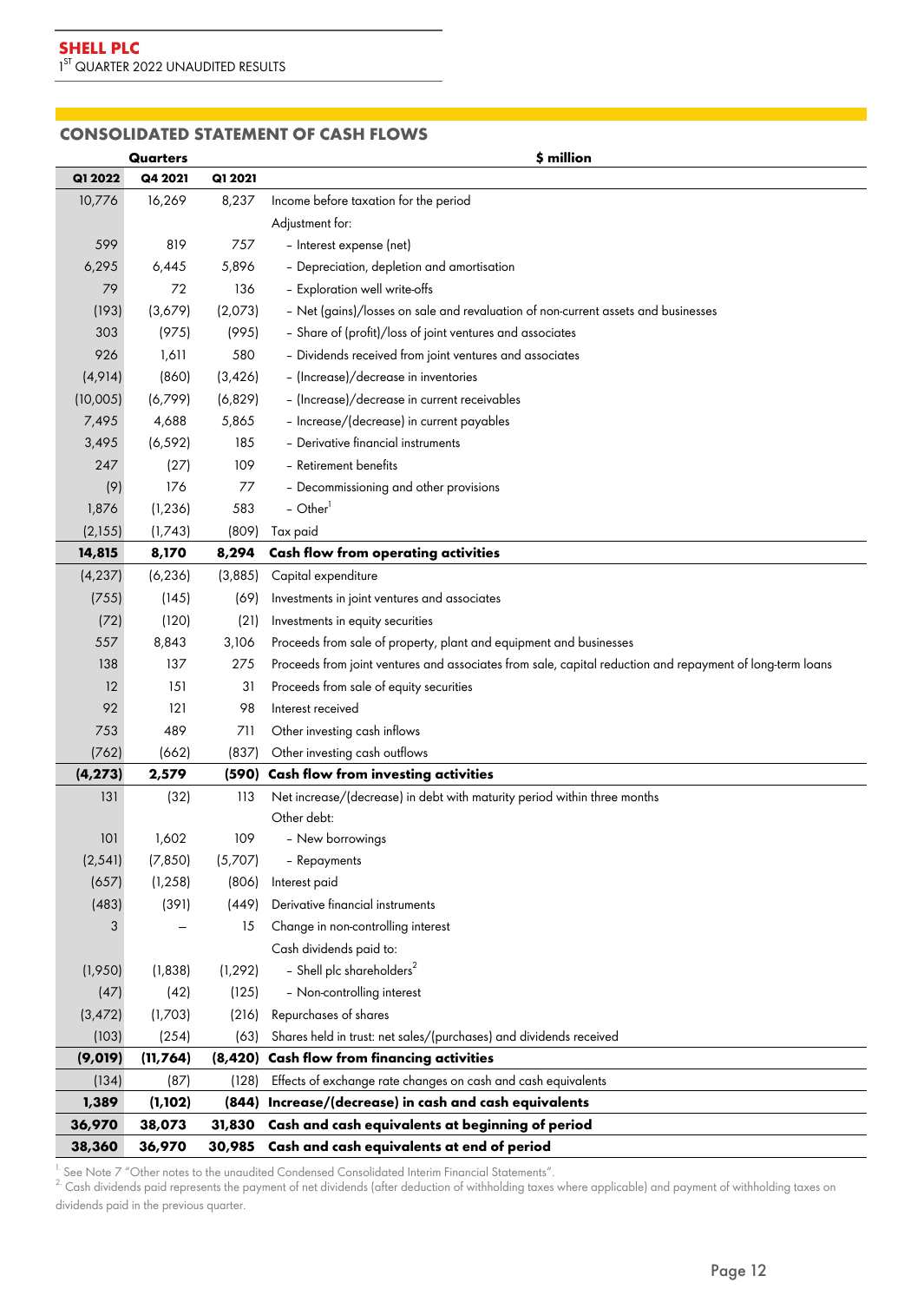## CONSOLIDATED STATEMENT OF CASH FLOWS

| Quarters | | | $ million |
|---|---|---|---|
| **Q1 2022** | **Q4 2021** | **Q1 2021** | |
| 10,776 | 16,269 | 8,237 | Income before taxation for the period |
| | | | Adjustment for: |
| 599 | 819 | 757 | – Interest expense (net) |
| 6,295 | 6,445 | 5,896 | – Depreciation, depletion and amortisation |
| 79 | 72 | 136 | – Exploration well write-offs |
| (193) | (3,679) | (2,073) | – Net (gains)/losses on sale and revaluation of non-current assets and businesses |
| 303 | (975) | (995) | – Share of (profit)/loss of joint ventures and associates |
| 926 | 1,611 | 580 | – Dividends received from joint ventures and associates |
| (4,914) | (860) | (3,426) | – (Increase)/decrease in inventories |
| (10,005) | (6,799) | (6,829) | – (Increase)/decrease in current receivables |
| 7,495 | 4,688 | 5,865 | – Increase/(decrease) in current payables |
| 3,495 | (6,592) | 185 | – Derivative financial instruments |
| 247 | (27) | 109 | – Retirement benefits |
| (9) | 176 | 77 | – Decommissioning and other provisions |
| 1,876 | (1,236) | 583 | – Other[1] |
| (2,155) | (1,743) | (809) | Tax paid |
| **14,815** | **8,170** | **8,294** | **Cash flow from operating activities** |
| (4,237) | (6,236) | (3,885) | Capital expenditure |
| (755) | (145) | (69) | Investments in joint ventures and associates |
| (72) | (120) | (21) | Investments in equity securities |
| 557 | 8,843 | 3,106 | Proceeds from sale of property, plant and equipment and businesses |
| 138 | 137 | 275 | Proceeds from joint ventures and associates from sale, capital reduction and repayment of long-term loans |
| 12 | 151 | 31 | Proceeds from sale of equity securities |
| 92 | 121 | 98 | Interest received |
| 753 | 489 | 711 | Other investing cash inflows |
| (762) | (662) | (837) | Other investing cash outflows |
| **(4,273)** | **2,579** | **(590)** | **Cash flow from investing activities** |
| 131 | (32) | 113 | Net increase/(decrease) in debt with maturity period within three months |
| | | | Other debt: |
| 101 | 1,602 | 109 | – New borrowings |
| (2,541) | (7,850) | (5,707) | – Repayments |
| (657) | (1,258) | (806) | Interest paid |
| (483) | (391) | (449) | Derivative financial instruments |
| 3 | – | 15 | Change in non-controlling interest |
| | | | Cash dividends paid to: |
| (1,950) | (1,838) | (1,292) | – Shell plc shareholders[2] |
| (47) | (42) | (125) | – Non-controlling interest |
| (3,472) | (1,703) | (216) | Repurchases of shares |
| (103) | (254) | (63) | Shares held in trust: net sales/(purchases) and dividends received |
| **(9,019)** | **(11,764)** | **(8,420)** | **Cash flow from financing activities** |
| (134) | (87) | (128) | Effects of exchange rate changes on cash and cash equivalents |
| **1,389** | **(1,102)** | **(844)** | **Increase/(decrease) in cash and cash equivalents** |
| **36,970** | **38,073** | **31,830** | **Cash and cash equivalents at beginning of period** |
| **38,360** | **36,970** | **30,985** | **Cash and cash equivalents at end of period** |

[1] See Note 7 "Other notes to the unaudited Condensed Consolidated Interim Financial Statements".
[2] Cash dividends paid represents the payment of net dividends (after deduction of withholding taxes where applicable) and payment of withholding taxes on dividends paid in the previous quarter.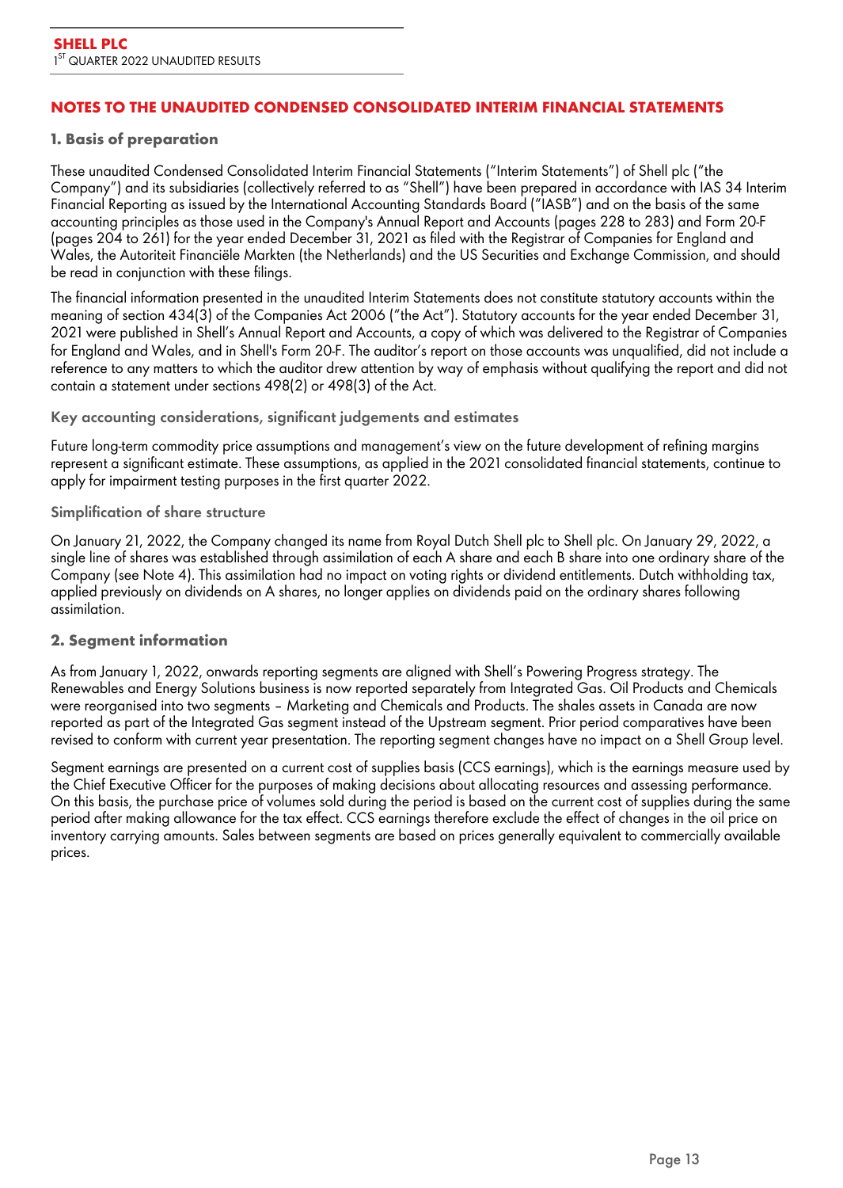## NOTES TO THE UNAUDITED CONDENSED CONSOLIDATED INTERIM FINANCIAL STATEMENTS

### 1. Basis of preparation

These unaudited Condensed Consolidated Interim Financial Statements ("Interim Statements") of Shell plc ("the Company") and its subsidiaries (collectively referred to as "Shell") have been prepared in accordance with IAS 34 Interim Financial Reporting as issued by the International Accounting Standards Board ("IASB") and on the basis of the same accounting principles as those used in the Company's Annual Report and Accounts (pages 228 to 283) and Form 20-F (pages 204 to 261) for the year ended December 31, 2021 as filed with the Registrar of Companies for England and Wales, the Autoriteit Financiële Markten (the Netherlands) and the US Securities and Exchange Commission, and should be read in conjunction with these filings.

The financial information presented in the unaudited Interim Statements does not constitute statutory accounts within the meaning of section 434(3) of the Companies Act 2006 ("the Act"). Statutory accounts for the year ended December 31, 2021 were published in Shell's Annual Report and Accounts, a copy of which was delivered to the Registrar of Companies for England and Wales, and in Shell's Form 20-F. The auditor's report on those accounts was unqualified, did not include a reference to any matters to which the auditor drew attention by way of emphasis without qualifying the report and did not contain a statement under sections 498(2) or 498(3) of the Act.

#### Key accounting considerations, significant judgements and estimates

Future long-term commodity price assumptions and management's view on the future development of refining margins represent a significant estimate. These assumptions, as applied in the 2021 consolidated financial statements, continue to apply for impairment testing purposes in the first quarter 2022.

#### Simplification of share structure

On January 21, 2022, the Company changed its name from Royal Dutch Shell plc to Shell plc. On January 29, 2022, a single line of shares was established through assimilation of each A share and each B share into one ordinary share of the Company (see Note 4). This assimilation had no impact on voting rights or dividend entitlements. Dutch withholding tax, applied previously on dividends on A shares, no longer applies on dividends paid on the ordinary shares following assimilation.

### 2. Segment information

As from January 1, 2022, onwards reporting segments are aligned with Shell's Powering Progress strategy. The Renewables and Energy Solutions business is now reported separately from Integrated Gas. Oil Products and Chemicals were reorganised into two segments – Marketing and Chemicals and Products. The shales assets in Canada are now reported as part of the Integrated Gas segment instead of the Upstream segment. Prior period comparatives have been revised to conform with current year presentation. The reporting segment changes have no impact on a Shell Group level.

Segment earnings are presented on a current cost of supplies basis (CCS earnings), which is the earnings measure used by the Chief Executive Officer for the purposes of making decisions about allocating resources and assessing performance. On this basis, the purchase price of volumes sold during the period is based on the current cost of supplies during the same period after making allowance for the tax effect. CCS earnings therefore exclude the effect of changes in the oil price on inventory carrying amounts. Sales between segments are based on prices generally equivalent to commercially available prices.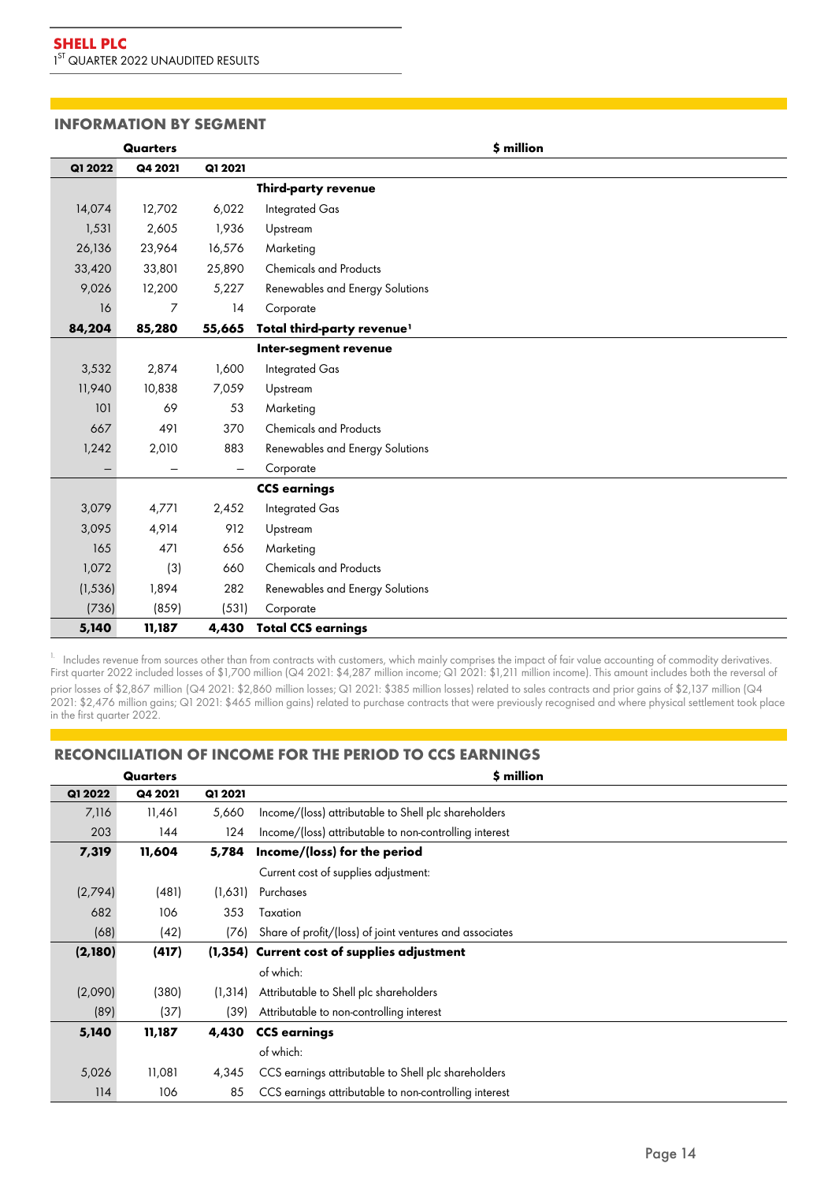## INFORMATION BY SEGMENT

| Quarters | | | $ million |
|---|---|---|---|
| **Q1 2022** | **Q4 2021** | **Q1 2021** | |
| | | | **Third-party revenue** |
| 14,074 | 12,702 | 6,022 | Integrated Gas |
| 1,531 | 2,605 | 1,936 | Upstream |
| 26,136 | 23,964 | 16,576 | Marketing |
| 33,420 | 33,801 | 25,890 | Chemicals and Products |
| 9,026 | 12,200 | 5,227 | Renewables and Energy Solutions |
| 16 | 7 | 14 | Corporate |
| **84,204** | **85,280** | **55,665** | **Total third-party revenue[1]** |
| | | | **Inter-segment revenue** |
| 3,532 | 2,874 | 1,600 | Integrated Gas |
| 11,940 | 10,838 | 7,059 | Upstream |
| 101 | 69 | 53 | Marketing |
| 667 | 491 | 370 | Chemicals and Products |
| 1,242 | 2,010 | 883 | Renewables and Energy Solutions |
| – | – | – | Corporate |
| | | | **CCS earnings** |
| 3,079 | 4,771 | 2,452 | Integrated Gas |
| 3,095 | 4,914 | 912 | Upstream |
| 165 | 471 | 656 | Marketing |
| 1,072 | (3) | 660 | Chemicals and Products |
| (1,536) | 1,894 | 282 | Renewables and Energy Solutions |
| (736) | (859) | (531) | Corporate |
| **5,140** | **11,187** | **4,430** | **Total CCS earnings** |

1. Includes revenue from sources other than from contracts with customers, which mainly comprises the impact of fair value accounting of commodity derivatives. First quarter 2022 included losses of $1,700 million (Q4 2021: $4,287 million income; Q1 2021: $1,211 million income). This amount includes both the reversal of prior losses of $2,867 million (Q4 2021: $2,860 million losses; Q1 2021: $385 million losses) related to sales contracts and prior gains of $2,137 million (Q4 2021: $2,476 million gains; Q1 2021: $465 million gains) related to purchase contracts that were previously recognised and where physical settlement took place in the first quarter 2022.

## RECONCILIATION OF INCOME FOR THE PERIOD TO CCS EARNINGS

| Quarters | | | $ million |
|---|---|---|---|
| **Q1 2022** | **Q4 2021** | **Q1 2021** | |
| 7,116 | 11,461 | 5,660 | Income/(loss) attributable to Shell plc shareholders |
| 203 | 144 | 124 | Income/(loss) attributable to non-controlling interest |
| **7,319** | **11,604** | **5,784** | **Income/(loss) for the period** |
| | | | Current cost of supplies adjustment: |
| (2,794) | (481) | (1,631) | Purchases |
| 682 | 106 | 353 | Taxation |
| (68) | (42) | (76) | Share of profit/(loss) of joint ventures and associates |
| **(2,180)** | **(417)** | **(1,354)** | **Current cost of supplies adjustment** |
| | | | of which: |
| (2,090) | (380) | (1,314) | Attributable to Shell plc shareholders |
| (89) | (37) | (39) | Attributable to non-controlling interest |
| **5,140** | **11,187** | **4,430** | **CCS earnings** |
| | | | of which: |
| 5,026 | 11,081 | 4,345 | CCS earnings attributable to Shell plc shareholders |
| 114 | 106 | 85 | CCS earnings attributable to non-controlling interest |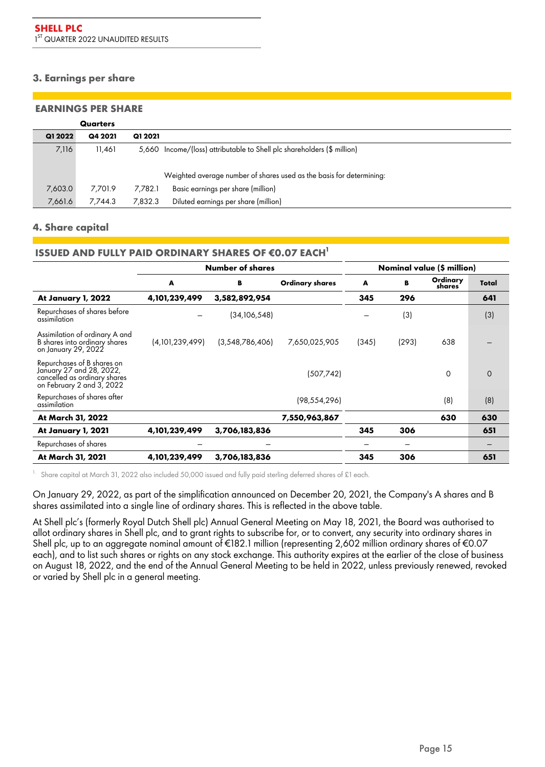## 3. Earnings per share

### EARNINGS PER SHARE

| Quarters | | | |
|---|---|---|---|
| **Q1 2022** | **Q4 2021** | **Q1 2021** | |
| 7,116 | 11,461 | 5,660 | Income/(loss) attributable to Shell plc shareholders ($ million) |
| | | | Weighted average number of shares used as the basis for determining: |
| 7,603.0 | 7,701.9 | 7,782.1 | Basic earnings per share (million) |
| 7,661.6 | 7,744.3 | 7,832.3 | Diluted earnings per share (million) |

## 4. Share capital

### ISSUED AND FULLY PAID ORDINARY SHARES OF €0.07 EACH[1]

| | Number of shares | | | Nominal value ($ million) | | | |
|---|---|---|---|---|---|---|---|
| | **A** | **B** | **Ordinary shares** | **A** | **B** | **Ordinary shares** | **Total** |
| **At January 1, 2022** | **4,101,239,499** | **3,582,892,954** | | **345** | **296** | | **641** |
| Repurchases of shares before assimilation | – | (34,106,548) | | – | (3) | | (3) |
| Assimilation of ordinary A and B shares into ordinary shares on January 29, 2022 | (4,101,239,499) | (3,548,786,406) | 7,650,025,905 | (345) | (293) | 638 | – |
| Repurchases of B shares on January 27 and 28, 2022, cancelled as ordinary shares on February 2 and 3, 2022 | | | (507,742) | | | 0 | 0 |
| Repurchases of shares after assimilation | | | (98,554,296) | | | (8) | (8) |
| **At March 31, 2022** | | | **7,550,963,867** | | | **630** | **630** |
| **At January 1, 2021** | **4,101,239,499** | **3,706,183,836** | | **345** | **306** | | **651** |
| Repurchases of shares | – | – | | – | – | | – |
| **At March 31, 2021** | **4,101,239,499** | **3,706,183,836** | | **345** | **306** | | **651** |

1. Share capital at March 31, 2022 also included 50,000 issued and fully paid sterling deferred shares of £1 each.

On January 29, 2022, as part of the simplification announced on December 20, 2021, the Company's A shares and B shares assimilated into a single line of ordinary shares. This is reflected in the above table.

At Shell plc's (formerly Royal Dutch Shell plc) Annual General Meeting on May 18, 2021, the Board was authorised to allot ordinary shares in Shell plc, and to grant rights to subscribe for, or to convert, any security into ordinary shares in Shell plc, up to an aggregate nominal amount of €182.1 million (representing 2,602 million ordinary shares of €0.07 each), and to list such shares or rights on any stock exchange. This authority expires at the earlier of the close of business on August 18, 2022, and the end of the Annual General Meeting to be held in 2022, unless previously renewed, revoked or varied by Shell plc in a general meeting.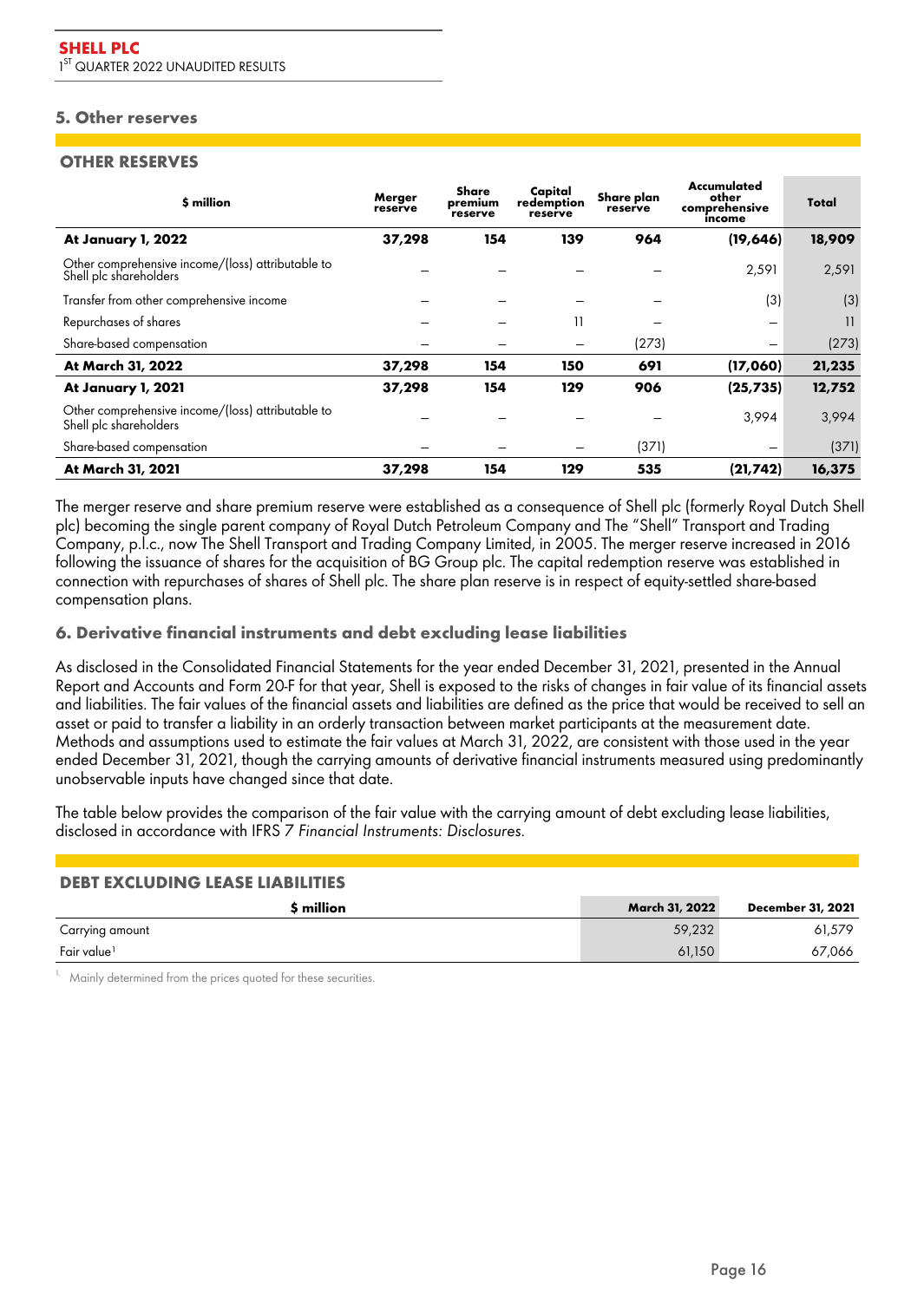## 5. Other reserves

### OTHER RESERVES

| $ million | Merger reserve | Share premium reserve | Capital redemption reserve | Share plan reserve | Accumulated other comprehensive income | Total |
|---|---|---|---|---|---|---|
| **At January 1, 2022** | **37,298** | **154** | **139** | **964** | **(19,646)** | **18,909** |
| Other comprehensive income/(loss) attributable to Shell plc shareholders | — | — | — | — | 2,591 | 2,591 |
| Transfer from other comprehensive income | — | — | — | — | (3) | (3) |
| Repurchases of shares | — | — | 11 | — | — | 11 |
| Share-based compensation | — | — | — | (273) | — | (273) |
| **At March 31, 2022** | **37,298** | **154** | **150** | **691** | **(17,060)** | **21,235** |
| **At January 1, 2021** | **37,298** | **154** | **129** | **906** | **(25,735)** | **12,752** |
| Other comprehensive income/(loss) attributable to Shell plc shareholders | — | — | — | — | 3,994 | 3,994 |
| Share-based compensation | — | — | — | (371) | — | (371) |
| **At March 31, 2021** | **37,298** | **154** | **129** | **535** | **(21,742)** | **16,375** |

The merger reserve and share premium reserve were established as a consequence of Shell plc (formerly Royal Dutch Shell plc) becoming the single parent company of Royal Dutch Petroleum Company and The "Shell" Transport and Trading Company, p.l.c., now The Shell Transport and Trading Company Limited, in 2005. The merger reserve increased in 2016 following the issuance of shares for the acquisition of BG Group plc. The capital redemption reserve was established in connection with repurchases of shares of Shell plc. The share plan reserve is in respect of equity-settled share-based compensation plans.

## 6. Derivative financial instruments and debt excluding lease liabilities

As disclosed in the Consolidated Financial Statements for the year ended December 31, 2021, presented in the Annual Report and Accounts and Form 20-F for that year, Shell is exposed to the risks of changes in fair value of its financial assets and liabilities. The fair values of the financial assets and liabilities are defined as the price that would be received to sell an asset or paid to transfer a liability in an orderly transaction between market participants at the measurement date. Methods and assumptions used to estimate the fair values at March 31, 2022, are consistent with those used in the year ended December 31, 2021, though the carrying amounts of derivative financial instruments measured using predominantly unobservable inputs have changed since that date.

The table below provides the comparison of the fair value with the carrying amount of debt excluding lease liabilities, disclosed in accordance with IFRS *7 Financial Instruments: Disclosures*.

### DEBT EXCLUDING LEASE LIABILITIES

| $ million | March 31, 2022 | December 31, 2021 |
|---|---|---|
| Carrying amount | 59,232 | 61,579 |
| Fair value[1] | 61,150 | 67,066 |

1. Mainly determined from the prices quoted for these securities.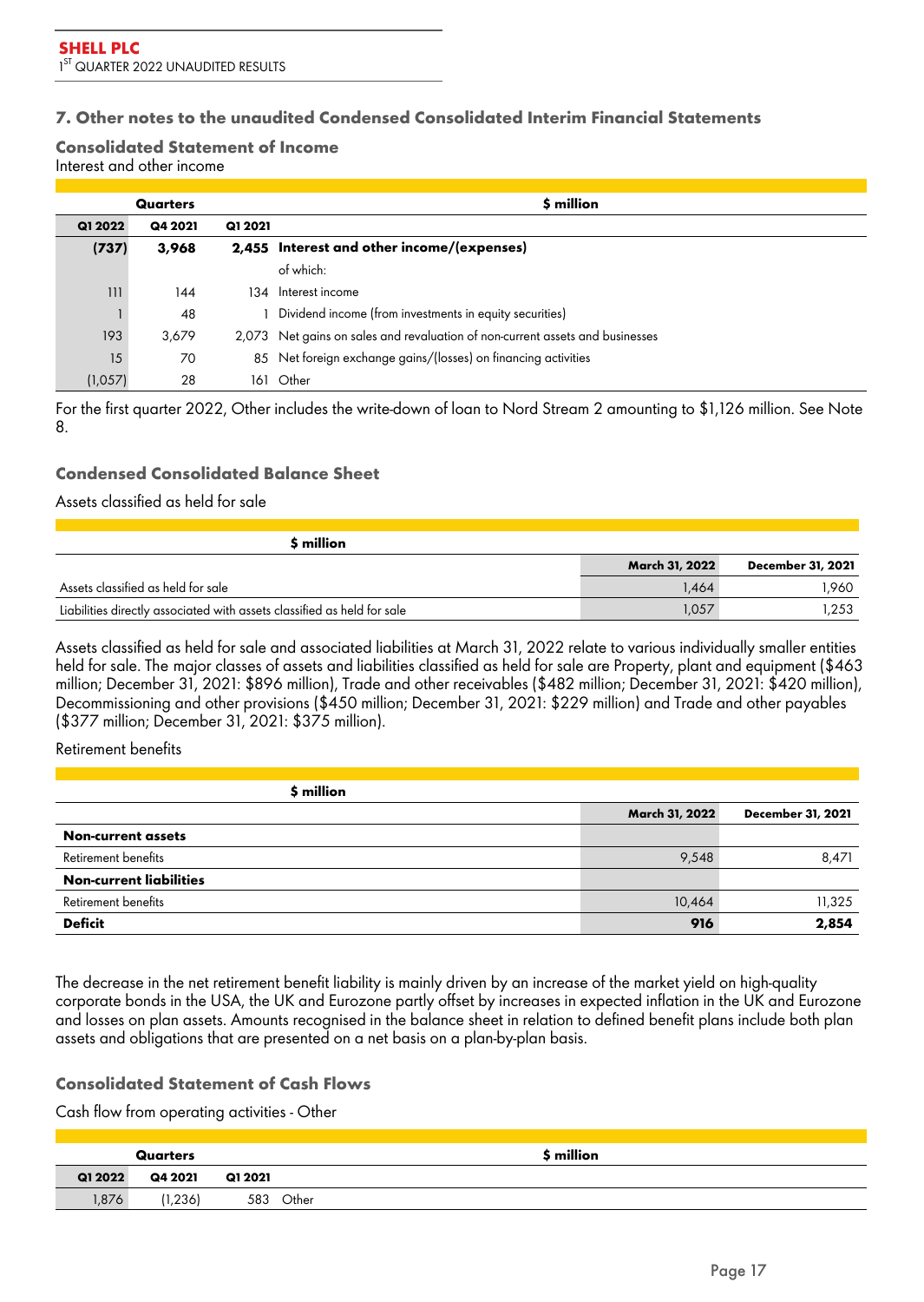## 7. Other notes to the unaudited Condensed Consolidated Interim Financial Statements

### Consolidated Statement of Income

Interest and other income

| Quarters | | | $ million |
|---|---|---|---|
| Q1 2022 | Q4 2021 | Q1 2021 | |
| **(737)** | **3,968** | **2,455** | **Interest and other income/(expenses)** |
| | | | of which: |
| 111 | 144 | 134 | Interest income |
| 1 | 48 | 1 | Dividend income (from investments in equity securities) |
| 193 | 3,679 | 2,073 | Net gains on sales and revaluation of non-current assets and businesses |
| 15 | 70 | 85 | Net foreign exchange gains/(losses) on financing activities |
| (1,057) | 28 | 161 | Other |

For the first quarter 2022, Other includes the write-down of loan to Nord Stream 2 amounting to $1,126 million. See Note 8.

### Condensed Consolidated Balance Sheet

Assets classified as held for sale

| $ million | March 31, 2022 | December 31, 2021 |
|---|---|---|
| Assets classified as held for sale | 1,464 | 1,960 |
| Liabilities directly associated with assets classified as held for sale | 1,057 | 1,253 |

Assets classified as held for sale and associated liabilities at March 31, 2022 relate to various individually smaller entities held for sale. The major classes of assets and liabilities classified as held for sale are Property, plant and equipment ($463 million; December 31, 2021: $896 million), Trade and other receivables ($482 million; December 31, 2021: $420 million), Decommissioning and other provisions ($450 million; December 31, 2021: $229 million) and Trade and other payables ($377 million; December 31, 2021: $375 million).

Retirement benefits

| $ million | March 31, 2022 | December 31, 2021 |
|---|---|---|
| **Non-current assets** | | |
| Retirement benefits | 9,548 | 8,471 |
| **Non-current liabilities** | | |
| Retirement benefits | 10,464 | 11,325 |
| **Deficit** | **916** | **2,854** |

The decrease in the net retirement benefit liability is mainly driven by an increase of the market yield on high-quality corporate bonds in the USA, the UK and Eurozone partly offset by increases in expected inflation in the UK and Eurozone and losses on plan assets. Amounts recognised in the balance sheet in relation to defined benefit plans include both plan assets and obligations that are presented on a net basis on a plan-by-plan basis.

### Consolidated Statement of Cash Flows

Cash flow from operating activities - Other

| Quarters | | | $ million |
|---|---|---|---|
| Q1 2022 | Q4 2021 | Q1 2021 | |
| 1,876 | (1,236) | 583 | Other |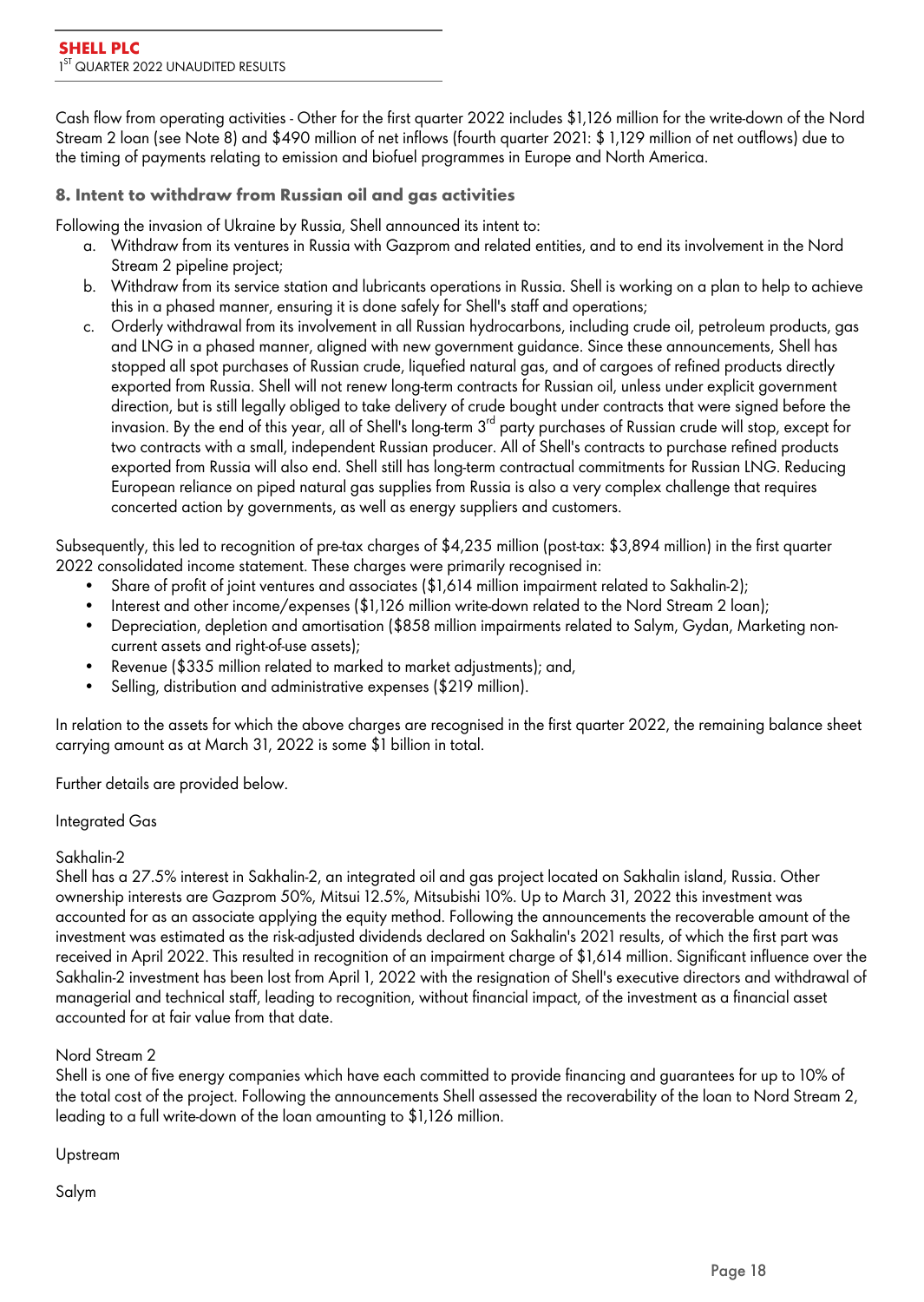Cash flow from operating activities - Other for the first quarter 2022 includes $1,126 million for the write-down of the Nord Stream 2 loan (see Note 8) and $490 million of net inflows (fourth quarter 2021: $ 1,129 million of net outflows) due to the timing of payments relating to emission and biofuel programmes in Europe and North America.

## 8. Intent to withdraw from Russian oil and gas activities

Following the invasion of Ukraine by Russia, Shell announced its intent to:

a. Withdraw from its ventures in Russia with Gazprom and related entities, and to end its involvement in the Nord Stream 2 pipeline project;
b. Withdraw from its service station and lubricants operations in Russia. Shell is working on a plan to help to achieve this in a phased manner, ensuring it is done safely for Shell's staff and operations;
c. Orderly withdrawal from its involvement in all Russian hydrocarbons, including crude oil, petroleum products, gas and LNG in a phased manner, aligned with new government guidance. Since these announcements, Shell has stopped all spot purchases of Russian crude, liquefied natural gas, and of cargoes of refined products directly exported from Russia. Shell will not renew long-term contracts for Russian oil, unless under explicit government direction, but is still legally obliged to take delivery of crude bought under contracts that were signed before the invasion. By the end of this year, all of Shell's long-term 3rd party purchases of Russian crude will stop, except for two contracts with a small, independent Russian producer. All of Shell's contracts to purchase refined products exported from Russia will also end. Shell still has long-term contractual commitments for Russian LNG. Reducing European reliance on piped natural gas supplies from Russia is also a very complex challenge that requires concerted action by governments, as well as energy suppliers and customers.

Subsequently, this led to recognition of pre-tax charges of $4,235 million (post-tax: $3,894 million) in the first quarter 2022 consolidated income statement. These charges were primarily recognised in:

- Share of profit of joint ventures and associates ($1,614 million impairment related to Sakhalin-2);
- Interest and other income/expenses ($1,126 million write-down related to the Nord Stream 2 loan);
- Depreciation, depletion and amortisation ($858 million impairments related to Salym, Gydan, Marketing non-current assets and right-of-use assets);
- Revenue ($335 million related to marked to market adjustments); and,
- Selling, distribution and administrative expenses ($219 million).

In relation to the assets for which the above charges are recognised in the first quarter 2022, the remaining balance sheet carrying amount as at March 31, 2022 is some $1 billion in total.

Further details are provided below.

Integrated Gas

Sakhalin-2

Shell has a 27.5% interest in Sakhalin-2, an integrated oil and gas project located on Sakhalin island, Russia. Other ownership interests are Gazprom 50%, Mitsui 12.5%, Mitsubishi 10%. Up to March 31, 2022 this investment was accounted for as an associate applying the equity method. Following the announcements the recoverable amount of the investment was estimated as the risk-adjusted dividends declared on Sakhalin's 2021 results, of which the first part was received in April 2022. This resulted in recognition of an impairment charge of $1,614 million. Significant influence over the Sakhalin-2 investment has been lost from April 1, 2022 with the resignation of Shell's executive directors and withdrawal of managerial and technical staff, leading to recognition, without financial impact, of the investment as a financial asset accounted for at fair value from that date.

Nord Stream 2

Shell is one of five energy companies which have each committed to provide financing and guarantees for up to 10% of the total cost of the project. Following the announcements Shell assessed the recoverability of the loan to Nord Stream 2, leading to a full write-down of the loan amounting to $1,126 million.

Upstream

Salym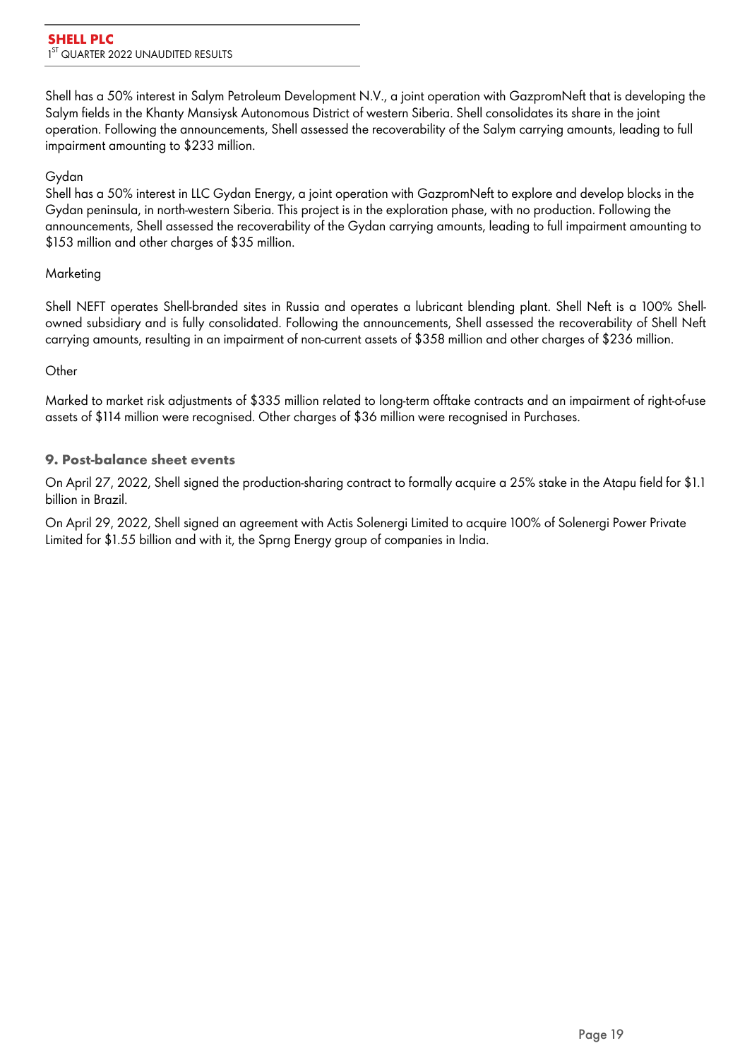Shell has a 50% interest in Salym Petroleum Development N.V., a joint operation with GazpromNeft that is developing the Salym fields in the Khanty Mansiysk Autonomous District of western Siberia. Shell consolidates its share in the joint operation. Following the announcements, Shell assessed the recoverability of the Salym carrying amounts, leading to full impairment amounting to $233 million.

Gydan

Shell has a 50% interest in LLC Gydan Energy, a joint operation with GazpromNeft to explore and develop blocks in the Gydan peninsula, in north-western Siberia. This project is in the exploration phase, with no production. Following the announcements, Shell assessed the recoverability of the Gydan carrying amounts, leading to full impairment amounting to $153 million and other charges of $35 million.

Marketing

Shell NEFT operates Shell-branded sites in Russia and operates a lubricant blending plant. Shell Neft is a 100% Shell-owned subsidiary and is fully consolidated. Following the announcements, Shell assessed the recoverability of Shell Neft carrying amounts, resulting in an impairment of non-current assets of $358 million and other charges of $236 million.

Other

Marked to market risk adjustments of $335 million related to long-term offtake contracts and an impairment of right-of-use assets of $114 million were recognised. Other charges of $36 million were recognised in Purchases.

## 9. Post-balance sheet events

On April 27, 2022, Shell signed the production-sharing contract to formally acquire a 25% stake in the Atapu field for $1.1 billion in Brazil.

On April 29, 2022, Shell signed an agreement with Actis Solenergi Limited to acquire 100% of Solenergi Power Private Limited for $1.55 billion and with it, the Sprng Energy group of companies in India.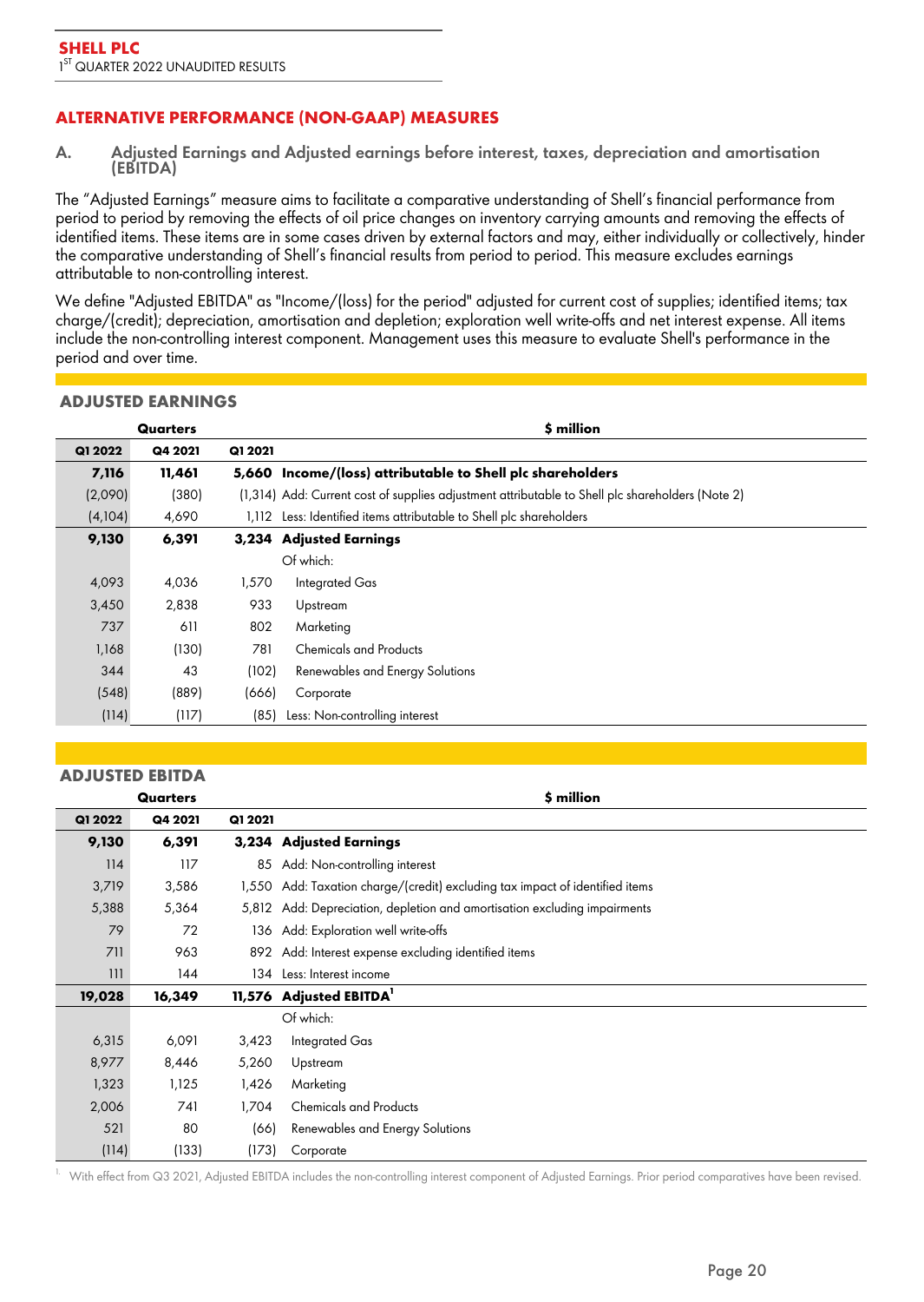## ALTERNATIVE PERFORMANCE (NON-GAAP) MEASURES

### A. Adjusted Earnings and Adjusted earnings before interest, taxes, depreciation and amortisation (EBITDA)

The "Adjusted Earnings" measure aims to facilitate a comparative understanding of Shell's financial performance from period to period by removing the effects of oil price changes on inventory carrying amounts and removing the effects of identified items. These items are in some cases driven by external factors and may, either individually or collectively, hinder the comparative understanding of Shell's financial results from period to period. This measure excludes earnings attributable to non-controlling interest.

We define "Adjusted EBITDA" as "Income/(loss) for the period" adjusted for current cost of supplies; identified items; tax charge/(credit); depreciation, amortisation and depletion; exploration well write-offs and net interest expense. All items include the non-controlling interest component. Management uses this measure to evaluate Shell's performance in the period and over time.

### ADJUSTED EARNINGS

| Quarters | | | $ million |
|---|---|---|---|
| **Q1 2022** | **Q4 2021** | **Q1 2021** | |
| **7,116** | **11,461** | **5,660** | **Income/(loss) attributable to Shell plc shareholders** |
| (2,090) | (380) | (1,314) | Add: Current cost of supplies adjustment attributable to Shell plc shareholders (Note 2) |
| (4,104) | 4,690 | 1,112 | Less: Identified items attributable to Shell plc shareholders |
| **9,130** | **6,391** | **3,234** | **Adjusted Earnings** |
| | | | Of which: |
| 4,093 | 4,036 | 1,570 | Integrated Gas |
| 3,450 | 2,838 | 933 | Upstream |
| 737 | 611 | 802 | Marketing |
| 1,168 | (130) | 781 | Chemicals and Products |
| 344 | 43 | (102) | Renewables and Energy Solutions |
| (548) | (889) | (666) | Corporate |
| (114) | (117) | (85) | Less: Non-controlling interest |

### ADJUSTED EBITDA

| Quarters | | | $ million |
|---|---|---|---|
| **Q1 2022** | **Q4 2021** | **Q1 2021** | |
| **9,130** | **6,391** | **3,234** | **Adjusted Earnings** |
| 114 | 117 | 85 | Add: Non-controlling interest |
| 3,719 | 3,586 | 1,550 | Add: Taxation charge/(credit) excluding tax impact of identified items |
| 5,388 | 5,364 | 5,812 | Add: Depreciation, depletion and amortisation excluding impairments |
| 79 | 72 | 136 | Add: Exploration well write-offs |
| 711 | 963 | 892 | Add: Interest expense excluding identified items |
| 111 | 144 | 134 | Less: Interest income |
| **19,028** | **16,349** | **11,576** | **Adjusted EBITDA**[1] |
| | | | Of which: |
| 6,315 | 6,091 | 3,423 | Integrated Gas |
| 8,977 | 8,446 | 5,260 | Upstream |
| 1,323 | 1,125 | 1,426 | Marketing |
| 2,006 | 741 | 1,704 | Chemicals and Products |
| 521 | 80 | (66) | Renewables and Energy Solutions |
| (114) | (133) | (173) | Corporate |

1. With effect from Q3 2021, Adjusted EBITDA includes the non-controlling interest component of Adjusted Earnings. Prior period comparatives have been revised.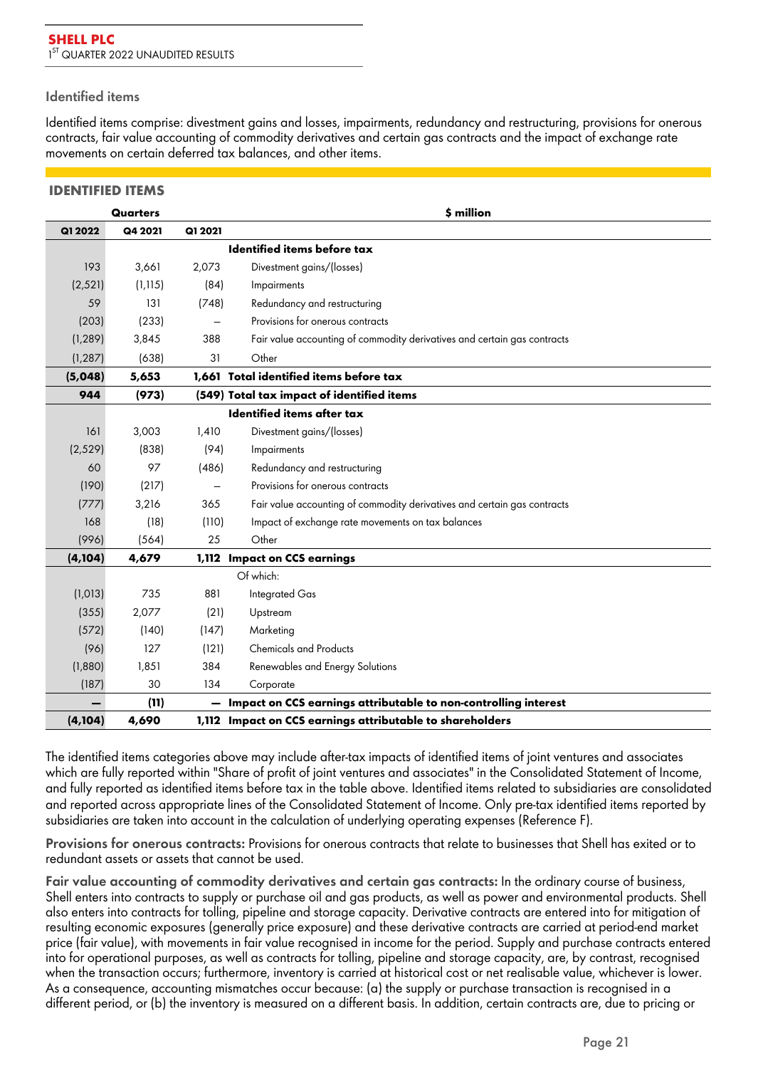## Identified items

Identified items comprise: divestment gains and losses, impairments, redundancy and restructuring, provisions for onerous contracts, fair value accounting of commodity derivatives and certain gas contracts and the impact of exchange rate movements on certain deferred tax balances, and other items.

### IDENTIFIED ITEMS

| Quarters | | | $ million |
|---|---|---|---|
| **Q1 2022** | **Q4 2021** | **Q1 2021** | |
| | | | **Identified items before tax** |
| 193 | 3,661 | 2,073 | Divestment gains/(losses) |
| (2,521) | (1,115) | (84) | Impairments |
| 59 | 131 | (748) | Redundancy and restructuring |
| (203) | (233) | — | Provisions for onerous contracts |
| (1,289) | 3,845 | 388 | Fair value accounting of commodity derivatives and certain gas contracts |
| (1,287) | (638) | 31 | Other |
| **(5,048)** | **5,653** | **1,661** | **Total identified items before tax** |
| **944** | **(973)** | **(549)** | **Total tax impact of identified items** |
| | | | **Identified items after tax** |
| 161 | 3,003 | 1,410 | Divestment gains/(losses) |
| (2,529) | (838) | (94) | Impairments |
| 60 | 97 | (486) | Redundancy and restructuring |
| (190) | (217) | — | Provisions for onerous contracts |
| (777) | 3,216 | 365 | Fair value accounting of commodity derivatives and certain gas contracts |
| 168 | (18) | (110) | Impact of exchange rate movements on tax balances |
| (996) | (564) | 25 | Other |
| **(4,104)** | **4,679** | **1,112** | **Impact on CCS earnings** |
| | | | Of which: |
| (1,013) | 735 | 881 | Integrated Gas |
| (355) | 2,077 | (21) | Upstream |
| (572) | (140) | (147) | Marketing |
| (96) | 127 | (121) | Chemicals and Products |
| (1,880) | 1,851 | 384 | Renewables and Energy Solutions |
| (187) | 30 | 134 | Corporate |
| **—** | **(11)** | **—** | **Impact on CCS earnings attributable to non-controlling interest** |
| **(4,104)** | **4,690** | **1,112** | **Impact on CCS earnings attributable to shareholders** |

The identified items categories above may include after-tax impacts of identified items of joint ventures and associates which are fully reported within "Share of profit of joint ventures and associates" in the Consolidated Statement of Income, and fully reported as identified items before tax in the table above. Identified items related to subsidiaries are consolidated and reported across appropriate lines of the Consolidated Statement of Income. Only pre-tax identified items reported by subsidiaries are taken into account in the calculation of underlying operating expenses (Reference F).

**Provisions for onerous contracts:** Provisions for onerous contracts that relate to businesses that Shell has exited or to redundant assets or assets that cannot be used.

**Fair value accounting of commodity derivatives and certain gas contracts:** In the ordinary course of business, Shell enters into contracts to supply or purchase oil and gas products, as well as power and environmental products. Shell also enters into contracts for tolling, pipeline and storage capacity. Derivative contracts are entered into for mitigation of resulting economic exposures (generally price exposure) and these derivative contracts are carried at period-end market price (fair value), with movements in fair value recognised in income for the period. Supply and purchase contracts entered into for operational purposes, as well as contracts for tolling, pipeline and storage capacity, are, by contrast, recognised when the transaction occurs; furthermore, inventory is carried at historical cost or net realisable value, whichever is lower. As a consequence, accounting mismatches occur because: (a) the supply or purchase transaction is recognised in a different period, or (b) the inventory is measured on a different basis. In addition, certain contracts are, due to pricing or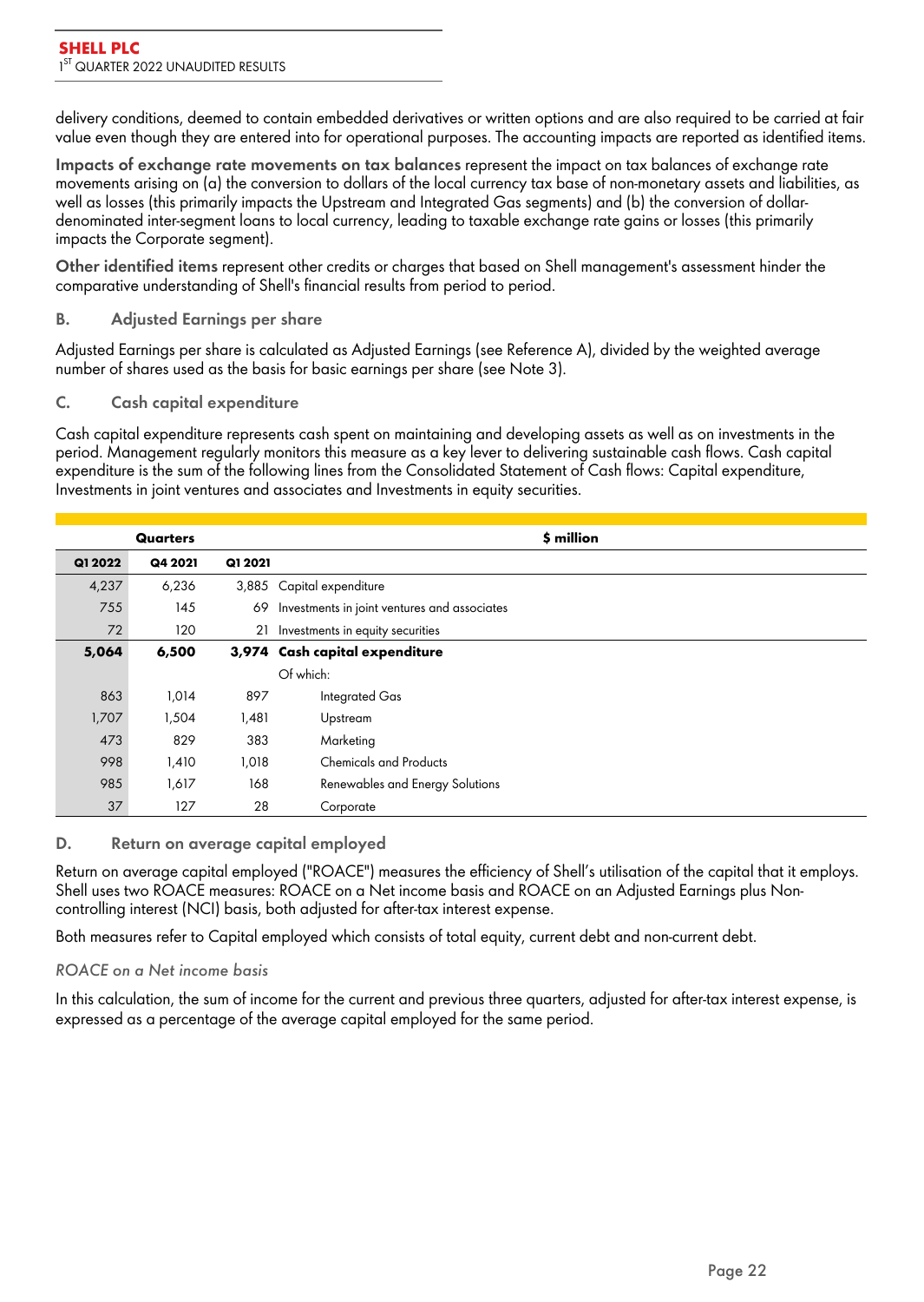delivery conditions, deemed to contain embedded derivatives or written options and are also required to be carried at fair value even though they are entered into for operational purposes. The accounting impacts are reported as identified items.

**Impacts of exchange rate movements on tax balances** represent the impact on tax balances of exchange rate movements arising on (a) the conversion to dollars of the local currency tax base of non-monetary assets and liabilities, as well as losses (this primarily impacts the Upstream and Integrated Gas segments) and (b) the conversion of dollar-denominated inter-segment loans to local currency, leading to taxable exchange rate gains or losses (this primarily impacts the Corporate segment).

**Other identified items** represent other credits or charges that based on Shell management's assessment hinder the comparative understanding of Shell's financial results from period to period.

## B. Adjusted Earnings per share

Adjusted Earnings per share is calculated as Adjusted Earnings (see Reference A), divided by the weighted average number of shares used as the basis for basic earnings per share (see Note 3).

## C. Cash capital expenditure

Cash capital expenditure represents cash spent on maintaining and developing assets as well as on investments in the period. Management regularly monitors this measure as a key lever to delivering sustainable cash flows. Cash capital expenditure is the sum of the following lines from the Consolidated Statement of Cash flows: Capital expenditure, Investments in joint ventures and associates and Investments in equity securities.

| Quarters | | | $ million |
|---|---|---|---|
| **Q1 2022** | **Q4 2021** | **Q1 2021** | |
| 4,237 | 6,236 | 3,885 | Capital expenditure |
| 755 | 145 | 69 | Investments in joint ventures and associates |
| 72 | 120 | 21 | Investments in equity securities |
| **5,064** | **6,500** | **3,974** | **Cash capital expenditure** |
| | | | Of which: |
| 863 | 1,014 | 897 | Integrated Gas |
| 1,707 | 1,504 | 1,481 | Upstream |
| 473 | 829 | 383 | Marketing |
| 998 | 1,410 | 1,018 | Chemicals and Products |
| 985 | 1,617 | 168 | Renewables and Energy Solutions |
| 37 | 127 | 28 | Corporate |

## D. Return on average capital employed

Return on average capital employed ("ROACE") measures the efficiency of Shell's utilisation of the capital that it employs. Shell uses two ROACE measures: ROACE on a Net income basis and ROACE on an Adjusted Earnings plus Non-controlling interest (NCI) basis, both adjusted for after-tax interest expense.

Both measures refer to Capital employed which consists of total equity, current debt and non-current debt.

### *ROACE on a Net income basis*

In this calculation, the sum of income for the current and previous three quarters, adjusted for after-tax interest expense, is expressed as a percentage of the average capital employed for the same period.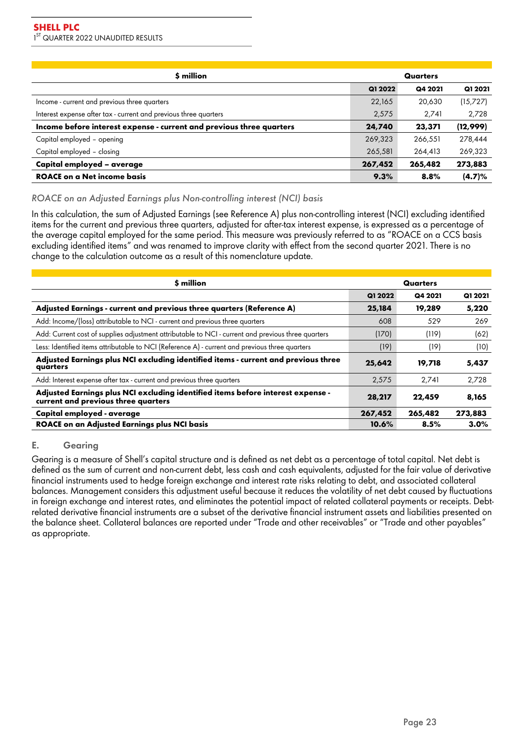| $ million | Quarters | | |
|---|---|---|---|
| | Q1 2022 | Q4 2021 | Q1 2021 |
| Income - current and previous three quarters | 22,165 | 20,630 | (15,727) |
| Interest expense after tax - current and previous three quarters | 2,575 | 2,741 | 2,728 |
| **Income before interest expense - current and previous three quarters** | **24,740** | **23,371** | **(12,999)** |
| Capital employed – opening | 269,323 | 266,551 | 278,444 |
| Capital employed – closing | 265,581 | 264,413 | 269,323 |
| **Capital employed – average** | **267,452** | **265,482** | **273,883** |
| **ROACE on a Net income basis** | **9.3%** | **8.8%** | **(4.7)%** |

*ROACE on an Adjusted Earnings plus Non-controlling interest (NCI) basis*

In this calculation, the sum of Adjusted Earnings (see Reference A) plus non-controlling interest (NCI) excluding identified items for the current and previous three quarters, adjusted for after-tax interest expense, is expressed as a percentage of the average capital employed for the same period. This measure was previously referred to as "ROACE on a CCS basis excluding identified items" and was renamed to improve clarity with effect from the second quarter 2021. There is no change to the calculation outcome as a result of this nomenclature update.

| $ million | Quarters | | |
|---|---|---|---|
| | Q1 2022 | Q4 2021 | Q1 2021 |
| **Adjusted Earnings - current and previous three quarters (Reference A)** | **25,184** | **19,289** | **5,220** |
| Add: Income/(loss) attributable to NCI - current and previous three quarters | 608 | 529 | 269 |
| Add: Current cost of supplies adjustment attributable to NCI - current and previous three quarters | (170) | (119) | (62) |
| Less: Identified items attributable to NCI (Reference A) - current and previous three quarters | (19) | (19) | (10) |
| **Adjusted Earnings plus NCI excluding identified items - current and previous three quarters** | **25,642** | **19,718** | **5,437** |
| Add: Interest expense after tax - current and previous three quarters | 2,575 | 2,741 | 2,728 |
| **Adjusted Earnings plus NCI excluding identified items before interest expense - current and previous three quarters** | **28,217** | **22,459** | **8,165** |
| **Capital employed - average** | **267,452** | **265,482** | **273,883** |
| **ROACE on an Adjusted Earnings plus NCI basis** | **10.6%** | **8.5%** | **3.0%** |

## E. Gearing

Gearing is a measure of Shell's capital structure and is defined as net debt as a percentage of total capital. Net debt is defined as the sum of current and non-current debt, less cash and cash equivalents, adjusted for the fair value of derivative financial instruments used to hedge foreign exchange and interest rate risks relating to debt, and associated collateral balances. Management considers this adjustment useful because it reduces the volatility of net debt caused by fluctuations in foreign exchange and interest rates, and eliminates the potential impact of related collateral payments or receipts. Debt-related derivative financial instruments are a subset of the derivative financial instrument assets and liabilities presented on the balance sheet. Collateral balances are reported under "Trade and other receivables" or "Trade and other payables" as appropriate.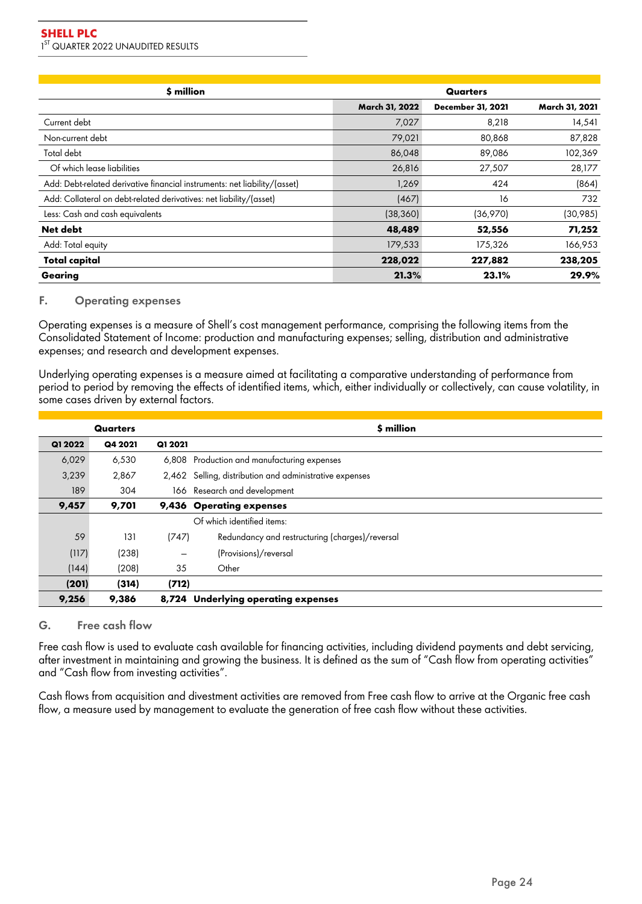| $ million | Quarters | | |
|---|---|---|---|
| | March 31, 2022 | December 31, 2021 | March 31, 2021 |
| Current debt | 7,027 | 8,218 | 14,541 |
| Non-current debt | 79,021 | 80,868 | 87,828 |
| Total debt | 86,048 | 89,086 | 102,369 |
| Of which lease liabilities | 26,816 | 27,507 | 28,177 |
| Add: Debt-related derivative financial instruments: net liability/(asset) | 1,269 | 424 | (864) |
| Add: Collateral on debt-related derivatives: net liability/(asset) | (467) | 16 | 732 |
| Less: Cash and cash equivalents | (38,360) | (36,970) | (30,985) |
| **Net debt** | **48,489** | **52,556** | **71,252** |
| Add: Total equity | 179,533 | 175,326 | 166,953 |
| **Total capital** | **228,022** | **227,882** | **238,205** |
| **Gearing** | **21.3%** | **23.1%** | **29.9%** |

## F. Operating expenses

Operating expenses is a measure of Shell's cost management performance, comprising the following items from the Consolidated Statement of Income: production and manufacturing expenses; selling, distribution and administrative expenses; and research and development expenses.

Underlying operating expenses is a measure aimed at facilitating a comparative understanding of performance from period to period by removing the effects of identified items, which, either individually or collectively, can cause volatility, in some cases driven by external factors.

| Quarters | | | $ million |
|---|---|---|---|
| Q1 2022 | Q4 2021 | Q1 2021 | |
| 6,029 | 6,530 | 6,808 | Production and manufacturing expenses |
| 3,239 | 2,867 | 2,462 | Selling, distribution and administrative expenses |
| 189 | 304 | 166 | Research and development |
| **9,457** | **9,701** | **9,436** | **Operating expenses** |
| | | | Of which identified items: |
| 59 | 131 | (747) | Redundancy and restructuring (charges)/reversal |
| (117) | (238) | — | (Provisions)/reversal |
| (144) | (208) | 35 | Other |
| **(201)** | **(314)** | **(712)** | |
| **9,256** | **9,386** | **8,724** | **Underlying operating expenses** |

## G. Free cash flow

Free cash flow is used to evaluate cash available for financing activities, including dividend payments and debt servicing, after investment in maintaining and growing the business. It is defined as the sum of "Cash flow from operating activities" and "Cash flow from investing activities".

Cash flows from acquisition and divestment activities are removed from Free cash flow to arrive at the Organic free cash flow, a measure used by management to evaluate the generation of free cash flow without these activities.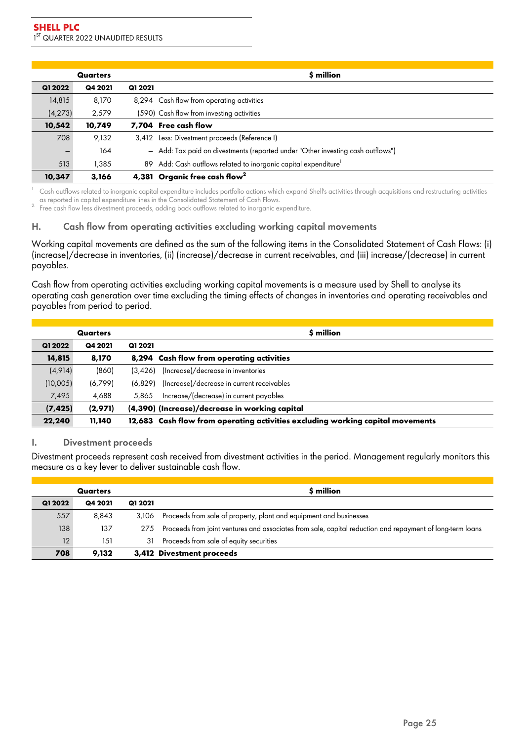| Quarters | | | $ million |
|---|---|---|---|
| **Q1 2022** | **Q4 2021** | **Q1 2021** | |
| 14,815 | 8,170 | 8,294 | Cash flow from operating activities |
| (4,273) | 2,579 | (590) | Cash flow from investing activities |
| **10,542** | **10,749** | **7,704** | **Free cash flow** |
| 708 | 9,132 | 3,412 | Less: Divestment proceeds (Reference I) |
| — | 164 | — | Add: Tax paid on divestments (reported under "Other investing cash outflows") |
| 513 | 1,385 | 89 | Add: Cash outflows related to inorganic capital expenditure[1] |
| **10,347** | **3,166** | **4,381** | **Organic free cash flow[2]** |

1. Cash outflows related to inorganic capital expenditure includes portfolio actions which expand Shell's activities through acquisitions and restructuring activities as reported in capital expenditure lines in the Consolidated Statement of Cash Flows.
2. Free cash flow less divestment proceeds, adding back outflows related to inorganic expenditure.

## H. Cash flow from operating activities excluding working capital movements

Working capital movements are defined as the sum of the following items in the Consolidated Statement of Cash Flows: (i) (increase)/decrease in inventories, (ii) (increase)/decrease in current receivables, and (iii) increase/(decrease) in current payables.

Cash flow from operating activities excluding working capital movements is a measure used by Shell to analyse its operating cash generation over time excluding the timing effects of changes in inventories and operating receivables and payables from period to period.

| Quarters | | | $ million |
|---|---|---|---|
| **Q1 2022** | **Q4 2021** | **Q1 2021** | |
| **14,815** | **8,170** | **8,294** | **Cash flow from operating activities** |
| (4,914) | (860) | (3,426) | (Increase)/decrease in inventories |
| (10,005) | (6,799) | (6,829) | (Increase)/decrease in current receivables |
| 7,495 | 4,688 | 5,865 | Increase/(decrease) in current payables |
| **(7,425)** | **(2,971)** | **(4,390)** | **(Increase)/decrease in working capital** |
| **22,240** | **11,140** | **12,683** | **Cash flow from operating activities excluding working capital movements** |

## I. Divestment proceeds

Divestment proceeds represent cash received from divestment activities in the period. Management regularly monitors this measure as a key lever to deliver sustainable cash flow.

| Quarters | | | $ million |
|---|---|---|---|
| **Q1 2022** | **Q4 2021** | **Q1 2021** | |
| 557 | 8,843 | 3,106 | Proceeds from sale of property, plant and equipment and businesses |
| 138 | 137 | 275 | Proceeds from joint ventures and associates from sale, capital reduction and repayment of long-term loans |
| 12 | 151 | 31 | Proceeds from sale of equity securities |
| **708** | **9,132** | **3,412** | **Divestment proceeds** |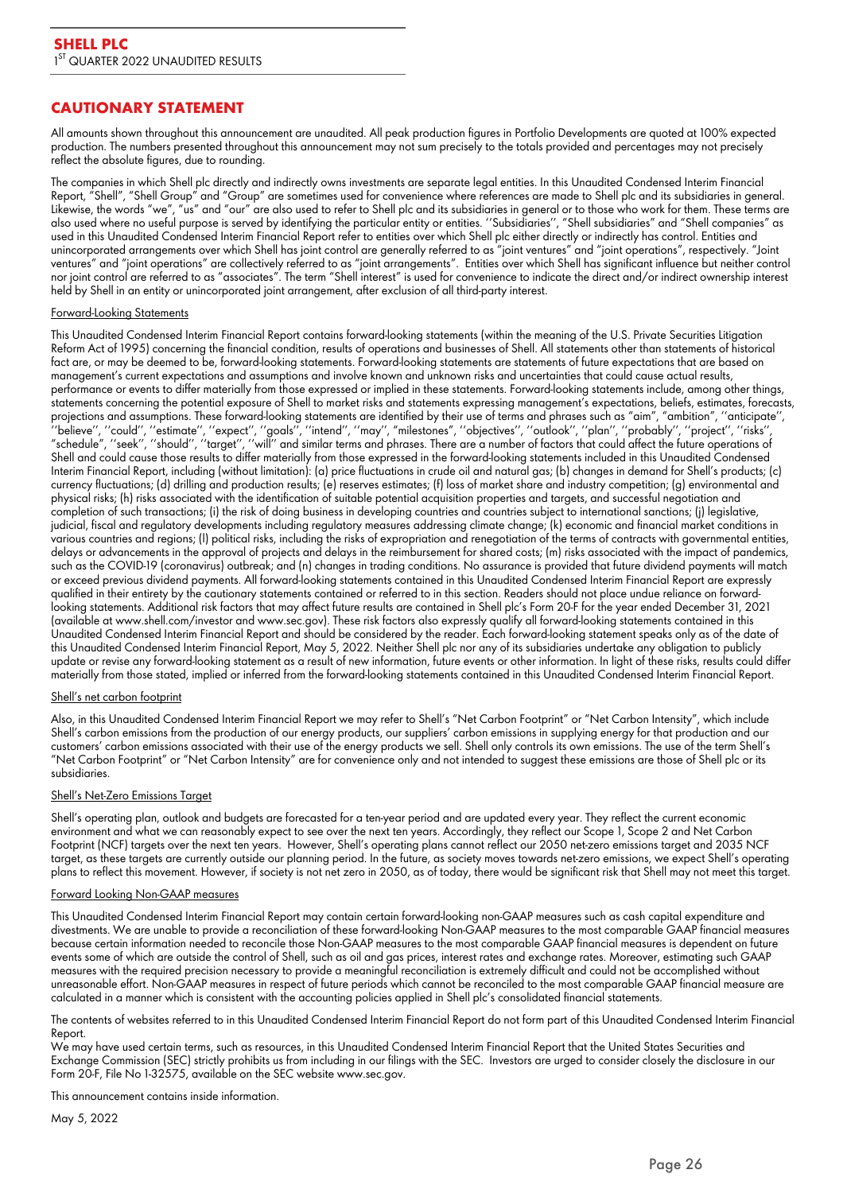## CAUTIONARY STATEMENT

All amounts shown throughout this announcement are unaudited. All peak production figures in Portfolio Developments are quoted at 100% expected production. The numbers presented throughout this announcement may not sum precisely to the totals provided and percentages may not precisely reflect the absolute figures, due to rounding.

The companies in which Shell plc directly and indirectly owns investments are separate legal entities. In this Unaudited Condensed Interim Financial Report, "Shell", "Shell Group" and "Group" are sometimes used for convenience where references are made to Shell plc and its subsidiaries in general. Likewise, the words "we", "us" and "our" are also used to refer to Shell plc and its subsidiaries in general or to those who work for them. These terms are also used where no useful purpose is served by identifying the particular entity or entities. ''Subsidiaries'', "Shell subsidiaries" and "Shell companies" as used in this Unaudited Condensed Interim Financial Report refer to entities over which Shell plc either directly or indirectly has control. Entities and unincorporated arrangements over which Shell has joint control are generally referred to as "joint ventures" and "joint operations", respectively. "Joint ventures" and "joint operations" are collectively referred to as "joint arrangements". Entities over which Shell has significant influence but neither control nor joint control are referred to as "associates". The term "Shell interest" is used for convenience to indicate the direct and/or indirect ownership interest held by Shell in an entity or unincorporated joint arrangement, after exclusion of all third-party interest.

### Forward-Looking Statements

This Unaudited Condensed Interim Financial Report contains forward-looking statements (within the meaning of the U.S. Private Securities Litigation Reform Act of 1995) concerning the financial condition, results of operations and businesses of Shell. All statements other than statements of historical fact are, or may be deemed to be, forward-looking statements. Forward-looking statements are statements of future expectations that are based on management's current expectations and assumptions and involve known and unknown risks and uncertainties that could cause actual results, performance or events to differ materially from those expressed or implied in these statements. Forward-looking statements include, among other things, statements concerning the potential exposure of Shell to market risks and statements expressing management's expectations, beliefs, estimates, forecasts, projections and assumptions. These forward-looking statements are identified by their use of terms and phrases such as "aim", "ambition", ''anticipate'', ''believe'', ''could'', ''estimate'', ''expect'', ''goals'', ''intend'', ''may'', "milestones", ''objectives'', ''outlook'', ''plan'', ''probably'', ''project'', ''risks'', "schedule", ''seek'', ''should'', ''target'', ''will'' and similar terms and phrases. There are a number of factors that could affect the future operations of Shell and could cause those results to differ materially from those expressed in the forward-looking statements included in this Unaudited Condensed Interim Financial Report, including (without limitation): (a) price fluctuations in crude oil and natural gas; (b) changes in demand for Shell's products; (c) currency fluctuations; (d) drilling and production results; (e) reserves estimates; (f) loss of market share and industry competition; (g) environmental and physical risks; (h) risks associated with the identification of suitable potential acquisition properties and targets, and successful negotiation and completion of such transactions; (i) the risk of doing business in developing countries and countries subject to international sanctions; (j) legislative, judicial, fiscal and regulatory developments including regulatory measures addressing climate change; (k) economic and financial market conditions in various countries and regions; (l) political risks, including the risks of expropriation and renegotiation of the terms of contracts with governmental entities, delays or advancements in the approval of projects and delays in the reimbursement for shared costs; (m) risks associated with the impact of pandemics, such as the COVID-19 (coronavirus) outbreak; and (n) changes in trading conditions. No assurance is provided that future dividend payments will match or exceed previous dividend payments. All forward-looking statements contained in this Unaudited Condensed Interim Financial Report are expressly qualified in their entirety by the cautionary statements contained or referred to in this section. Readers should not place undue reliance on forward-looking statements. Additional risk factors that may affect future results are contained in Shell plc's Form 20-F for the year ended December 31, 2021 (available at www.shell.com/investor and www.sec.gov). These risk factors also expressly qualify all forward-looking statements contained in this Unaudited Condensed Interim Financial Report and should be considered by the reader. Each forward-looking statement speaks only as of the date of this Unaudited Condensed Interim Financial Report, May 5, 2022. Neither Shell plc nor any of its subsidiaries undertake any obligation to publicly update or revise any forward-looking statement as a result of new information, future events or other information. In light of these risks, results could differ materially from those stated, implied or inferred from the forward-looking statements contained in this Unaudited Condensed Interim Financial Report.

### Shell's net carbon footprint

Also, in this Unaudited Condensed Interim Financial Report we may refer to Shell's "Net Carbon Footprint" or "Net Carbon Intensity", which include Shell's carbon emissions from the production of our energy products, our suppliers' carbon emissions in supplying energy for that production and our customers' carbon emissions associated with their use of the energy products we sell. Shell only controls its own emissions. The use of the term Shell's "Net Carbon Footprint" or "Net Carbon Intensity" are for convenience only and not intended to suggest these emissions are those of Shell plc or its subsidiaries.

### Shell's Net-Zero Emissions Target

Shell's operating plan, outlook and budgets are forecasted for a ten-year period and are updated every year. They reflect the current economic environment and what we can reasonably expect to see over the next ten years. Accordingly, they reflect our Scope 1, Scope 2 and Net Carbon Footprint (NCF) targets over the next ten years. However, Shell's operating plans cannot reflect our 2050 net-zero emissions target and 2035 NCF target, as these targets are currently outside our planning period. In the future, as society moves towards net-zero emissions, we expect Shell's operating plans to reflect this movement. However, if society is not net zero in 2050, as of today, there would be significant risk that Shell may not meet this target.

### Forward Looking Non-GAAP measures

This Unaudited Condensed Interim Financial Report may contain certain forward-looking non-GAAP measures such as cash capital expenditure and divestments. We are unable to provide a reconciliation of these forward-looking Non-GAAP measures to the most comparable GAAP financial measures because certain information needed to reconcile those Non-GAAP measures to the most comparable GAAP financial measures is dependent on future events some of which are outside the control of Shell, such as oil and gas prices, interest rates and exchange rates. Moreover, estimating such GAAP measures with the required precision necessary to provide a meaningful reconciliation is extremely difficult and could not be accomplished without unreasonable effort. Non-GAAP measures in respect of future periods which cannot be reconciled to the most comparable GAAP financial measure are calculated in a manner which is consistent with the accounting policies applied in Shell plc's consolidated financial statements.

The contents of websites referred to in this Unaudited Condensed Interim Financial Report do not form part of this Unaudited Condensed Interim Financial Report.

We may have used certain terms, such as resources, in this Unaudited Condensed Interim Financial Report that the United States Securities and Exchange Commission (SEC) strictly prohibits us from including in our filings with the SEC. Investors are urged to consider closely the disclosure in our Form 20-F, File No 1-32575, available on the SEC website www.sec.gov.

This announcement contains inside information.

May 5, 2022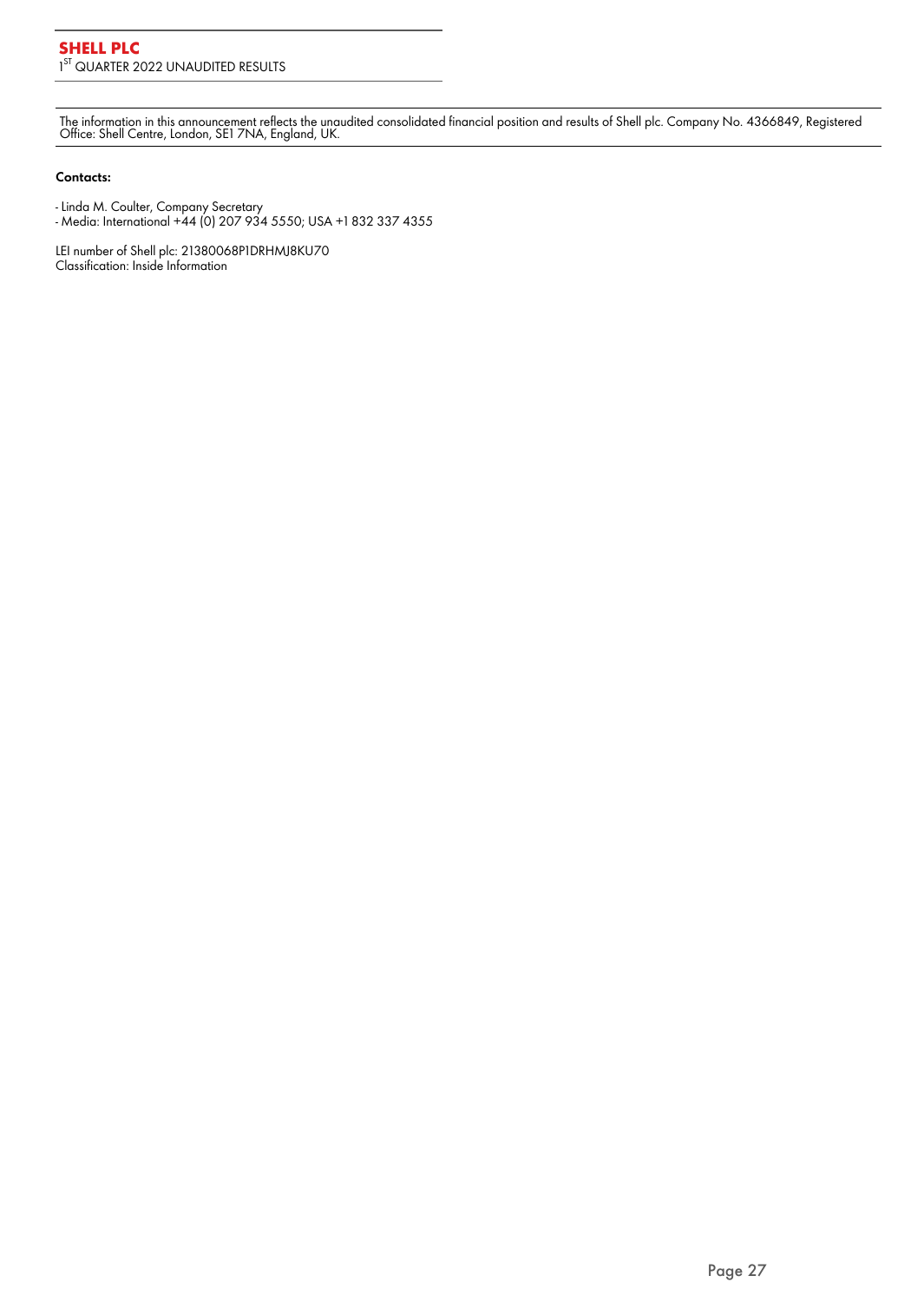The information in this announcement reflects the unaudited consolidated financial position and results of Shell plc. Company No. 4366849, Registered Office: Shell Centre, London, SE1 7NA, England, UK.

**Contacts:**

- Linda M. Coulter, Company Secretary
- Media: International +44 (0) 207 934 5550; USA +1 832 337 4355

LEI number of Shell plc: 21380068P1DRHMJ8KU70
Classification: Inside Information